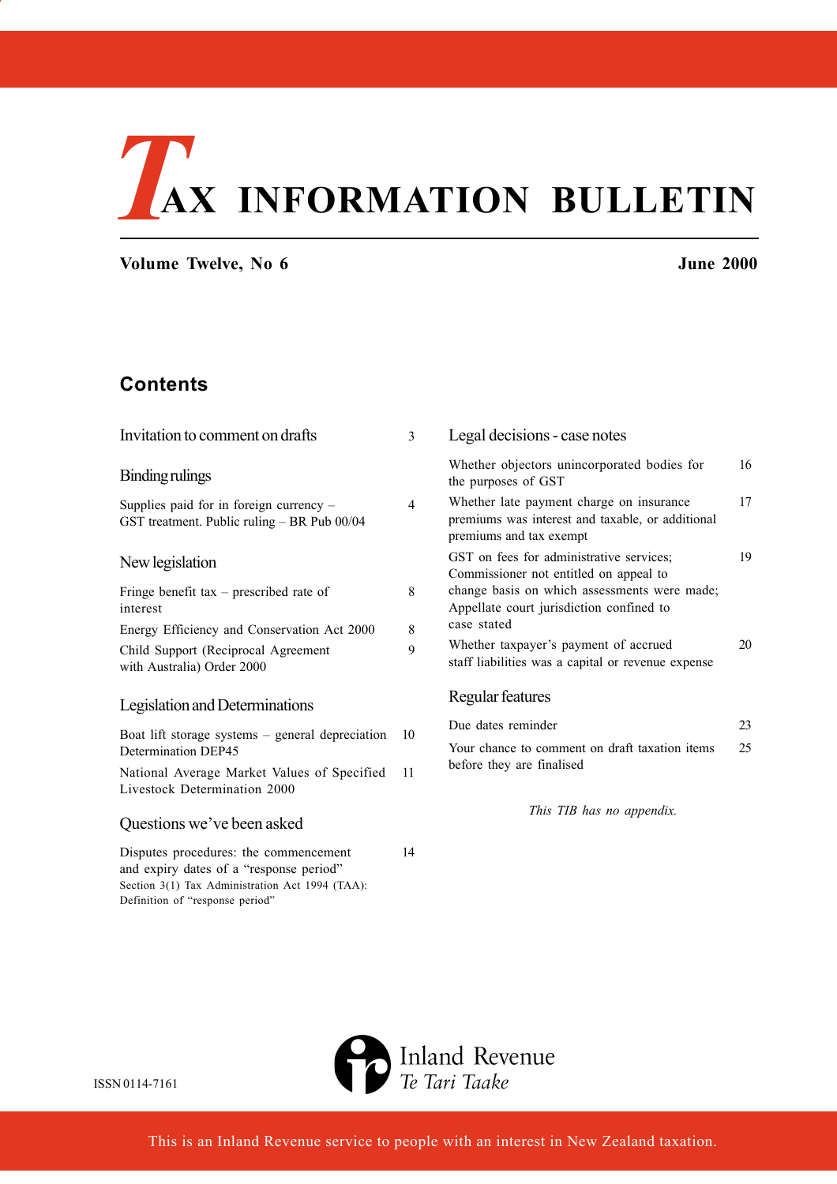# TAX INFORMATION BULLETIN

**Volume Twelve, No 6** **June 2000**

## Contents

| | |
|---|---|
| **Invitation to comment on drafts** | 3 |
| **Binding rulings** | |
| Supplies paid for in foreign currency – GST treatment. Public ruling – BR Pub 00/04 | 4 |
| **New legislation** | |
| Fringe benefit tax – prescribed rate of interest | 8 |
| Energy Efficiency and Conservation Act 2000 | 8 |
| Child Support (Reciprocal Agreement with Australia) Order 2000 | 9 |
| **Legislation and Determinations** | |
| Boat lift storage systems – general depreciation Determination DEP45 | 10 |
| National Average Market Values of Specified Livestock Determination 2000 | 11 |
| **Questions we've been asked** | |
| Disputes procedures: the commencement and expiry dates of a "response period" Section 3(1) Tax Administration Act 1994 (TAA): Definition of "response period" | 14 |
| **Legal decisions - case notes** | |
| Whether objectors unincorporated bodies for the purposes of GST | 16 |
| Whether late payment charge on insurance premiums was interest and taxable, or additional premiums and tax exempt | 17 |
| GST on fees for administrative services; Commissioner not entitled on appeal to change basis on which assessments were made; Appellate court jurisdiction confined to case stated | 19 |
| Whether taxpayer's payment of accrued staff liabilities was a capital or revenue expense | 20 |
| **Regular features** | |
| Due dates reminder | 23 |
| Your chance to comment on draft taxation items before they are finalised | 25 |

*This TIB has no appendix.*

ISSN 0114-7161

Inland Revenue
*Te Tari Taake*

This is an Inland Revenue service to people with an interest in New Zealand taxation.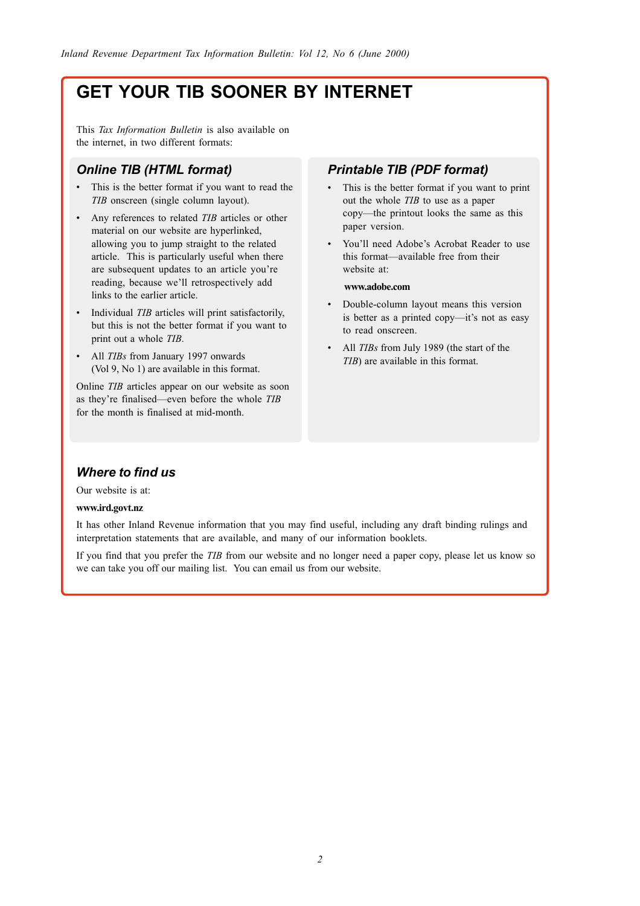# GET YOUR TIB SOONER BY INTERNET

This *Tax Information Bulletin* is also available on the internet, in two different formats:

## *Online TIB (HTML format)*

- This is the better format if you want to read the *TIB* onscreen (single column layout).
- Any references to related *TIB* articles or other material on our website are hyperlinked, allowing you to jump straight to the related article. This is particularly useful when there are subsequent updates to an article you're reading, because we'll retrospectively add links to the earlier article.
- Individual *TIB* articles will print satisfactorily, but this is not the better format if you want to print out a whole *TIB*.
- All *TIBs* from January 1997 onwards (Vol 9, No 1) are available in this format.

Online *TIB* articles appear on our website as soon as they're finalised—even before the whole *TIB* for the month is finalised at mid-month.

## *Printable TIB (PDF format)*

- This is the better format if you want to print out the whole *TIB* to use as a paper copy—the printout looks the same as this paper version.
- You'll need Adobe's Acrobat Reader to use this format—available free from their website at:

  **www.adobe.com**

- Double-column layout means this version is better as a printed copy—it's not as easy to read onscreen.
- All *TIBs* from July 1989 (the start of the *TIB*) are available in this format.

## *Where to find us*

Our website is at:

**www.ird.govt.nz**

It has other Inland Revenue information that you may find useful, including any draft binding rulings and interpretation statements that are available, and many of our information booklets.

If you find that you prefer the *TIB* from our website and no longer need a paper copy, please let us know so we can take you off our mailing list. You can email us from our website.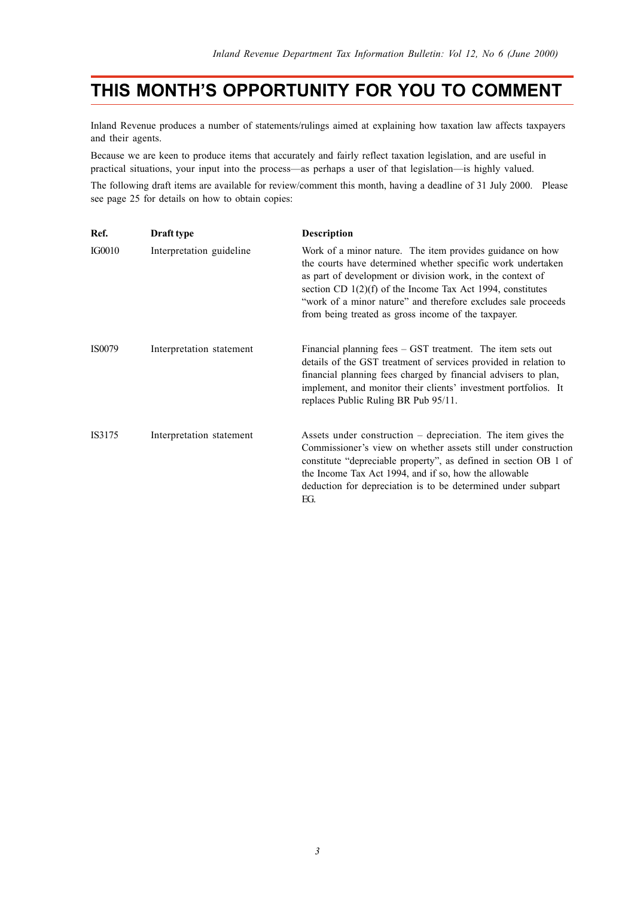# THIS MONTH'S OPPORTUNITY FOR YOU TO COMMENT

Inland Revenue produces a number of statements/rulings aimed at explaining how taxation law affects taxpayers and their agents.

Because we are keen to produce items that accurately and fairly reflect taxation legislation, and are useful in practical situations, your input into the process—as perhaps a user of that legislation—is highly valued.

The following draft items are available for review/comment this month, having a deadline of 31 July 2000. Please see page 25 for details on how to obtain copies:

| Ref. | Draft type | Description |
|---|---|---|
| IG0010 | Interpretation guideline | Work of a minor nature. The item provides guidance on how the courts have determined whether specific work undertaken as part of development or division work, in the context of section CD 1(2)(f) of the Income Tax Act 1994, constitutes "work of a minor nature" and therefore excludes sale proceeds from being treated as gross income of the taxpayer. |
| IS0079 | Interpretation statement | Financial planning fees – GST treatment. The item sets out details of the GST treatment of services provided in relation to financial planning fees charged by financial advisers to plan, implement, and monitor their clients' investment portfolios. It replaces Public Ruling BR Pub 95/11. |
| IS3175 | Interpretation statement | Assets under construction – depreciation. The item gives the Commissioner's view on whether assets still under construction constitute "depreciable property", as defined in section OB 1 of the Income Tax Act 1994, and if so, how the allowable deduction for depreciation is to be determined under subpart EG. |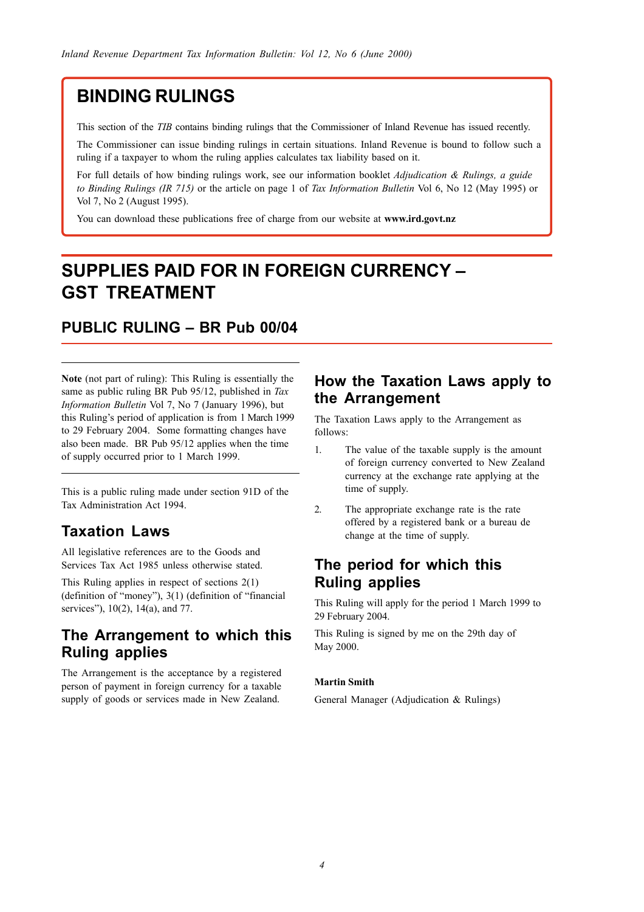# BINDING RULINGS

This section of the *TIB* contains binding rulings that the Commissioner of Inland Revenue has issued recently.

The Commissioner can issue binding rulings in certain situations. Inland Revenue is bound to follow such a ruling if a taxpayer to whom the ruling applies calculates tax liability based on it.

For full details of how binding rulings work, see our information booklet *Adjudication & Rulings, a guide to Binding Rulings (IR 715)* or the article on page 1 of *Tax Information Bulletin* Vol 6, No 12 (May 1995) or Vol 7, No 2 (August 1995).

You can download these publications free of charge from our website at **www.ird.govt.nz**

# SUPPLIES PAID FOR IN FOREIGN CURRENCY – GST TREATMENT

## PUBLIC RULING – BR Pub 00/04

**Note** (not part of ruling): This Ruling is essentially the same as public ruling BR Pub 95/12, published in *Tax Information Bulletin* Vol 7, No 7 (January 1996), but this Ruling's period of application is from 1 March 1999 to 29 February 2004. Some formatting changes have also been made. BR Pub 95/12 applies when the time of supply occurred prior to 1 March 1999.

This is a public ruling made under section 91D of the Tax Administration Act 1994.

## Taxation Laws

All legislative references are to the Goods and Services Tax Act 1985 unless otherwise stated.

This Ruling applies in respect of sections 2(1) (definition of "money"), 3(1) (definition of "financial services"), 10(2), 14(a), and 77.

## The Arrangement to which this Ruling applies

The Arrangement is the acceptance by a registered person of payment in foreign currency for a taxable supply of goods or services made in New Zealand.

## How the Taxation Laws apply to the Arrangement

The Taxation Laws apply to the Arrangement as follows:

1. The value of the taxable supply is the amount of foreign currency converted to New Zealand currency at the exchange rate applying at the time of supply.
2. The appropriate exchange rate is the rate offered by a registered bank or a bureau de change at the time of supply.

## The period for which this Ruling applies

This Ruling will apply for the period 1 March 1999 to 29 February 2004.

This Ruling is signed by me on the 29th day of May 2000.

**Martin Smith**

General Manager (Adjudication & Rulings)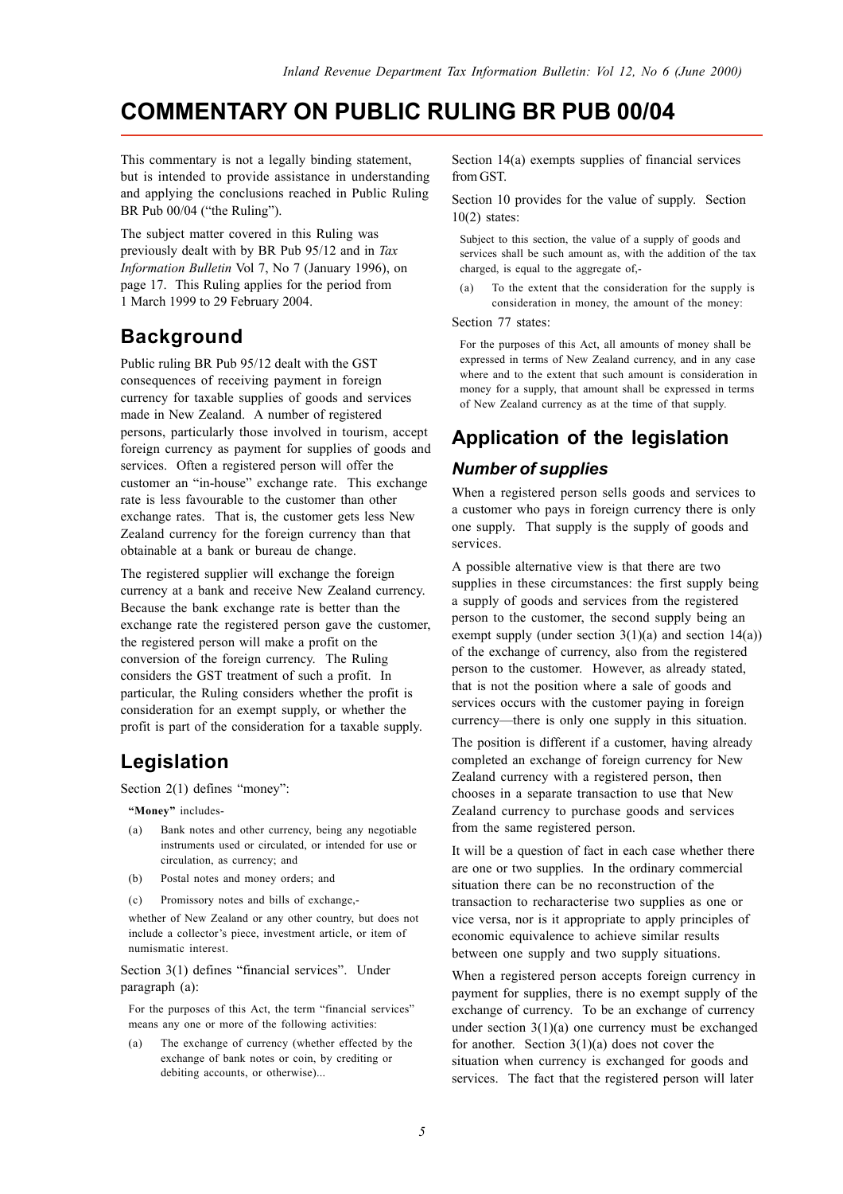# COMMENTARY ON PUBLIC RULING BR PUB 00/04

This commentary is not a legally binding statement, but is intended to provide assistance in understanding and applying the conclusions reached in Public Ruling BR Pub 00/04 ("the Ruling").

The subject matter covered in this Ruling was previously dealt with by BR Pub 95/12 and in *Tax Information Bulletin* Vol 7, No 7 (January 1996), on page 17. This Ruling applies for the period from 1 March 1999 to 29 February 2004.

## Background

Public ruling BR Pub 95/12 dealt with the GST consequences of receiving payment in foreign currency for taxable supplies of goods and services made in New Zealand. A number of registered persons, particularly those involved in tourism, accept foreign currency as payment for supplies of goods and services. Often a registered person will offer the customer an "in-house" exchange rate. This exchange rate is less favourable to the customer than other exchange rates. That is, the customer gets less New Zealand currency for the foreign currency than that obtainable at a bank or bureau de change.

The registered supplier will exchange the foreign currency at a bank and receive New Zealand currency. Because the bank exchange rate is better than the exchange rate the registered person gave the customer, the registered person will make a profit on the conversion of the foreign currency. The Ruling considers the GST treatment of such a profit. In particular, the Ruling considers whether the profit is consideration for an exempt supply, or whether the profit is part of the consideration for a taxable supply.

## Legislation

Section 2(1) defines "money":

> **"Money"** includes-
>
> (a) Bank notes and other currency, being any negotiable instruments used or circulated, or intended for use or circulation, as currency; and
>
> (b) Postal notes and money orders; and
>
> (c) Promissory notes and bills of exchange,-
>
> whether of New Zealand or any other country, but does not include a collector's piece, investment article, or item of numismatic interest.

Section 3(1) defines "financial services". Under paragraph (a):

> For the purposes of this Act, the term "financial services" means any one or more of the following activities:
>
> (a) The exchange of currency (whether effected by the exchange of bank notes or coin, by crediting or debiting accounts, or otherwise)...

Section 14(a) exempts supplies of financial services from GST.

Section 10 provides for the value of supply. Section 10(2) states:

> Subject to this section, the value of a supply of goods and services shall be such amount as, with the addition of the tax charged, is equal to the aggregate of,-
>
> (a) To the extent that the consideration for the supply is consideration in money, the amount of the money:

Section 77 states:

> For the purposes of this Act, all amounts of money shall be expressed in terms of New Zealand currency, and in any case where and to the extent that such amount is consideration in money for a supply, that amount shall be expressed in terms of New Zealand currency as at the time of that supply.

## Application of the legislation

### *Number of supplies*

When a registered person sells goods and services to a customer who pays in foreign currency there is only one supply. That supply is the supply of goods and services.

A possible alternative view is that there are two supplies in these circumstances: the first supply being a supply of goods and services from the registered person to the customer, the second supply being an exempt supply (under section 3(1)(a) and section 14(a)) of the exchange of currency, also from the registered person to the customer. However, as already stated, that is not the position where a sale of goods and services occurs with the customer paying in foreign currency—there is only one supply in this situation.

The position is different if a customer, having already completed an exchange of foreign currency for New Zealand currency with a registered person, then chooses in a separate transaction to use that New Zealand currency to purchase goods and services from the same registered person.

It will be a question of fact in each case whether there are one or two supplies. In the ordinary commercial situation there can be no reconstruction of the transaction to recharacterise two supplies as one or vice versa, nor is it appropriate to apply principles of economic equivalence to achieve similar results between one supply and two supply situations.

When a registered person accepts foreign currency in payment for supplies, there is no exempt supply of the exchange of currency. To be an exchange of currency under section 3(1)(a) one currency must be exchanged for another. Section 3(1)(a) does not cover the situation when currency is exchanged for goods and services. The fact that the registered person will later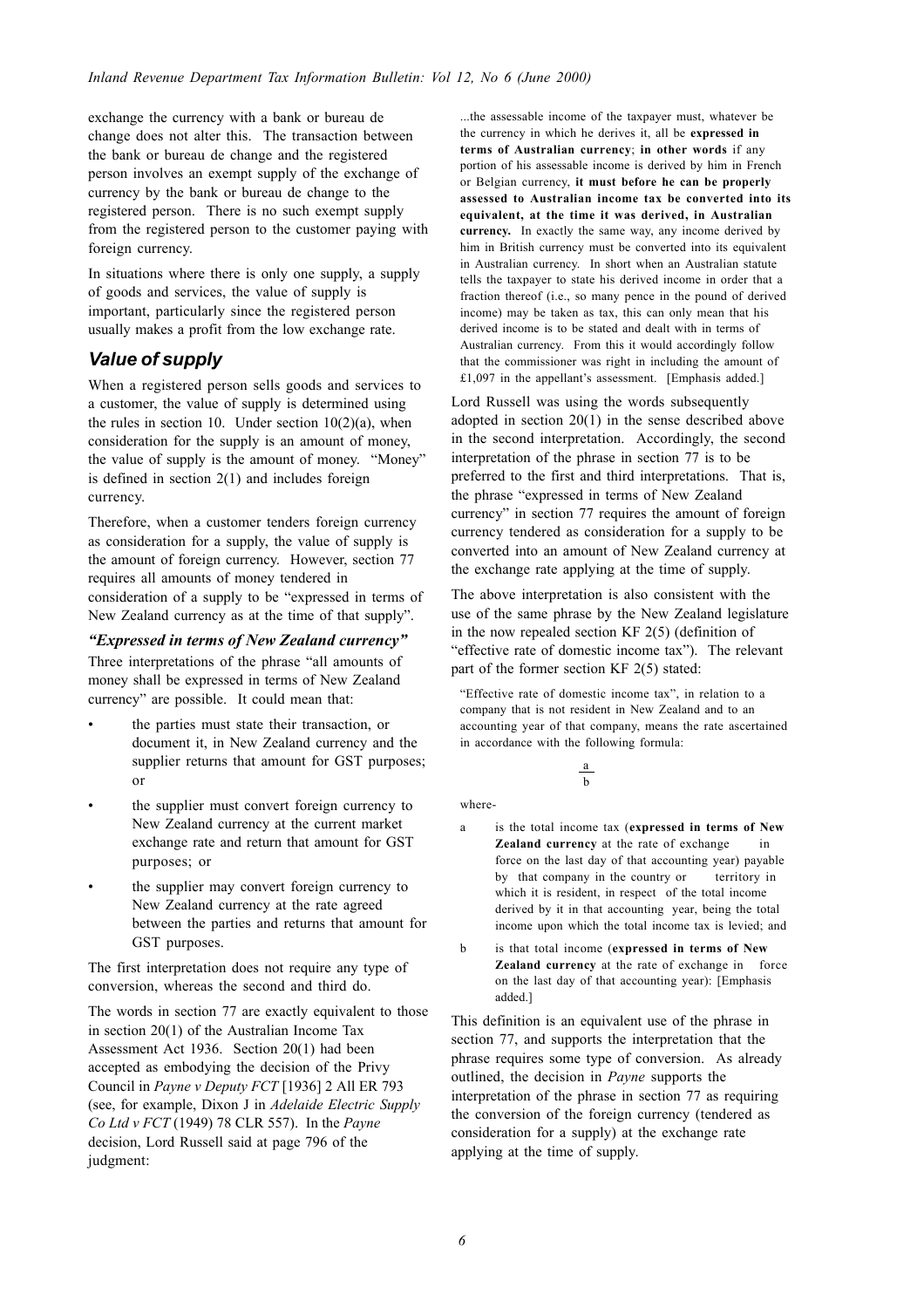exchange the currency with a bank or bureau de change does not alter this. The transaction between the bank or bureau de change and the registered person involves an exempt supply of the exchange of currency by the bank or bureau de change to the registered person. There is no such exempt supply from the registered person to the customer paying with foreign currency.

In situations where there is only one supply, a supply of goods and services, the value of supply is important, particularly since the registered person usually makes a profit from the low exchange rate.

## Value of supply

When a registered person sells goods and services to a customer, the value of supply is determined using the rules in section 10. Under section 10(2)(a), when consideration for the supply is an amount of money, the value of supply is the amount of money. "Money" is defined in section 2(1) and includes foreign currency.

Therefore, when a customer tenders foreign currency as consideration for a supply, the value of supply is the amount of foreign currency. However, section 77 requires all amounts of money tendered in consideration of a supply to be "expressed in terms of New Zealand currency as at the time of that supply".

### *"Expressed in terms of New Zealand currency"*

Three interpretations of the phrase "all amounts of money shall be expressed in terms of New Zealand currency" are possible. It could mean that:

- the parties must state their transaction, or document it, in New Zealand currency and the supplier returns that amount for GST purposes; or
- the supplier must convert foreign currency to New Zealand currency at the current market exchange rate and return that amount for GST purposes; or
- the supplier may convert foreign currency to New Zealand currency at the rate agreed between the parties and returns that amount for GST purposes.

The first interpretation does not require any type of conversion, whereas the second and third do.

The words in section 77 are exactly equivalent to those in section 20(1) of the Australian Income Tax Assessment Act 1936. Section 20(1) had been accepted as embodying the decision of the Privy Council in *Payne v Deputy FCT* [1936] 2 All ER 793 (see, for example, Dixon J in *Adelaide Electric Supply Co Ltd v FCT* (1949) 78 CLR 557). In the *Payne* decision, Lord Russell said at page 796 of the judgment:

> ...the assessable income of the taxpayer must, whatever be the currency in which he derives it, all be **expressed in terms of Australian currency**; **in other words** if any portion of his assessable income is derived by him in French or Belgian currency, **it must before he can be properly assessed to Australian income tax be converted into its equivalent, at the time it was derived, in Australian currency.** In exactly the same way, any income derived by him in British currency must be converted into its equivalent in Australian currency. In short when an Australian statute tells the taxpayer to state his derived income in order that a fraction thereof (i.e., so many pence in the pound of derived income) may be taken as tax, this can only mean that his derived income is to be stated and dealt with in terms of Australian currency. From this it would accordingly follow that the commissioner was right in including the amount of £1,097 in the appellant's assessment. [Emphasis added.]

Lord Russell was using the words subsequently adopted in section 20(1) in the sense described above in the second interpretation. Accordingly, the second interpretation of the phrase in section 77 is to be preferred to the first and third interpretations. That is, the phrase "expressed in terms of New Zealand currency" in section 77 requires the amount of foreign currency tendered as consideration for a supply to be converted into an amount of New Zealand currency at the exchange rate applying at the time of supply.

The above interpretation is also consistent with the use of the same phrase by the New Zealand legislature in the now repealed section KF 2(5) (definition of "effective rate of domestic income tax"). The relevant part of the former section KF 2(5) stated:

> "Effective rate of domestic income tax", in relation to a company that is not resident in New Zealand and to an accounting year of that company, means the rate ascertained in accordance with the following formula:
>
> $$\frac{a}{b}$$
>
> where-
>
> a is the total income tax (**expressed in terms of New Zealand currency** at the rate of exchange in force on the last day of that accounting year) payable by that company in the country or territory in which it is resident, in respect of the total income derived by it in that accounting year, being the total income upon which the total income tax is levied; and
>
> b is that total income (**expressed in terms of New Zealand currency** at the rate of exchange in force on the last day of that accounting year): [Emphasis added.]

This definition is an equivalent use of the phrase in section 77, and supports the interpretation that the phrase requires some type of conversion. As already outlined, the decision in *Payne* supports the interpretation of the phrase in section 77 as requiring the conversion of the foreign currency (tendered as consideration for a supply) at the exchange rate applying at the time of supply.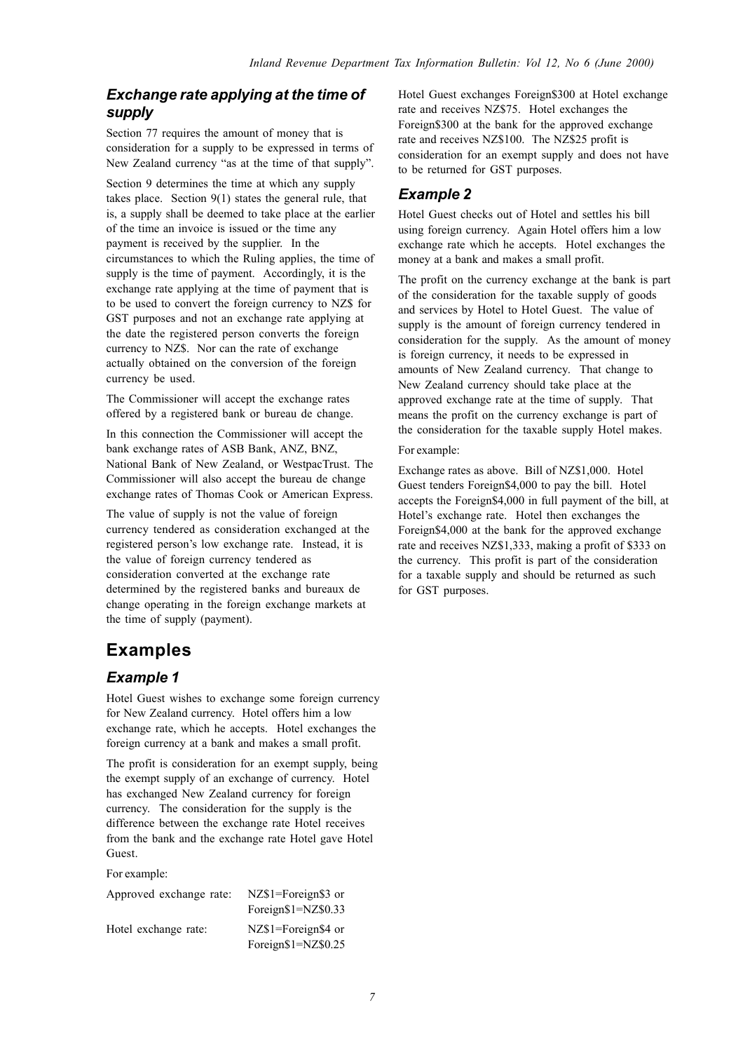### *Exchange rate applying at the time of supply*

Section 77 requires the amount of money that is consideration for a supply to be expressed in terms of New Zealand currency "as at the time of that supply".

Section 9 determines the time at which any supply takes place. Section 9(1) states the general rule, that is, a supply shall be deemed to take place at the earlier of the time an invoice is issued or the time any payment is received by the supplier. In the circumstances to which the Ruling applies, the time of supply is the time of payment. Accordingly, it is the exchange rate applying at the time of payment that is to be used to convert the foreign currency to NZ$ for GST purposes and not an exchange rate applying at the date the registered person converts the foreign currency to NZ$. Nor can the rate of exchange actually obtained on the conversion of the foreign currency be used.

The Commissioner will accept the exchange rates offered by a registered bank or bureau de change.

In this connection the Commissioner will accept the bank exchange rates of ASB Bank, ANZ, BNZ, National Bank of New Zealand, or WestpacTrust. The Commissioner will also accept the bureau de change exchange rates of Thomas Cook or American Express.

The value of supply is not the value of foreign currency tendered as consideration exchanged at the registered person's low exchange rate. Instead, it is the value of foreign currency tendered as consideration converted at the exchange rate determined by the registered banks and bureaux de change operating in the foreign exchange markets at the time of supply (payment).

## Examples

### *Example 1*

Hotel Guest wishes to exchange some foreign currency for New Zealand currency. Hotel offers him a low exchange rate, which he accepts. Hotel exchanges the foreign currency at a bank and makes a small profit.

The profit is consideration for an exempt supply, being the exempt supply of an exchange of currency. Hotel has exchanged New Zealand currency for foreign currency. The consideration for the supply is the difference between the exchange rate Hotel receives from the bank and the exchange rate Hotel gave Hotel Guest.

For example:

| | |
|---|---|
| Approved exchange rate: | NZ$1=Foreign$3 or Foreign$1=NZ$0.33 |
| Hotel exchange rate: | NZ$1=Foreign$4 or Foreign$1=NZ$0.25 |

Hotel Guest exchanges Foreign$300 at Hotel exchange rate and receives NZ$75. Hotel exchanges the Foreign$300 at the bank for the approved exchange rate and receives NZ$100. The NZ$25 profit is consideration for an exempt supply and does not have to be returned for GST purposes.

### *Example 2*

Hotel Guest checks out of Hotel and settles his bill using foreign currency. Again Hotel offers him a low exchange rate which he accepts. Hotel exchanges the money at a bank and makes a small profit.

The profit on the currency exchange at the bank is part of the consideration for the taxable supply of goods and services by Hotel to Hotel Guest. The value of supply is the amount of foreign currency tendered in consideration for the supply. As the amount of money is foreign currency, it needs to be expressed in amounts of New Zealand currency. That change to New Zealand currency should take place at the approved exchange rate at the time of supply. That means the profit on the currency exchange is part of the consideration for the taxable supply Hotel makes.

For example:

Exchange rates as above. Bill of NZ$1,000. Hotel Guest tenders Foreign$4,000 to pay the bill. Hotel accepts the Foreign$4,000 in full payment of the bill, at Hotel's exchange rate. Hotel then exchanges the Foreign$4,000 at the bank for the approved exchange rate and receives NZ$1,333, making a profit of $333 on the currency. This profit is part of the consideration for a taxable supply and should be returned as such for GST purposes.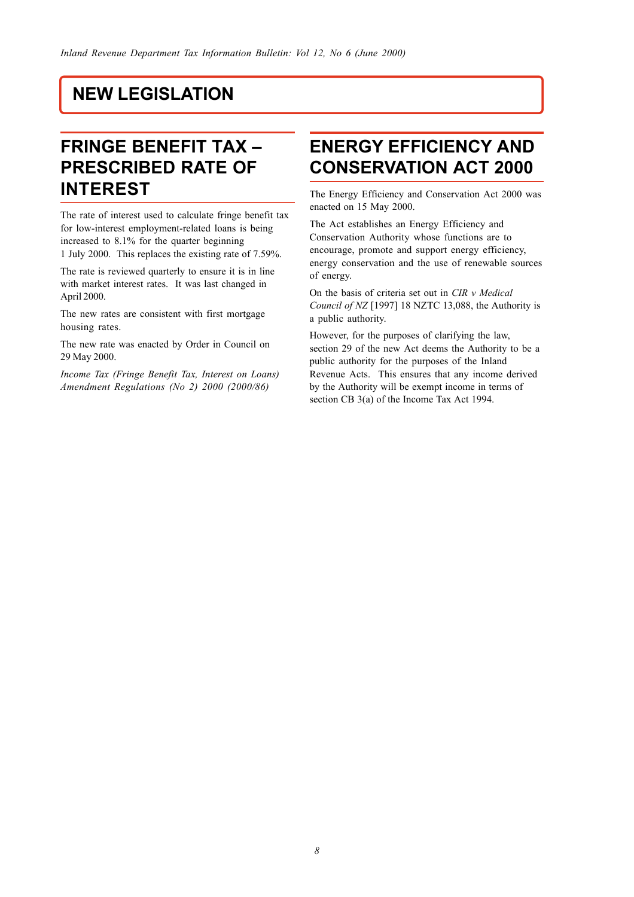# NEW LEGISLATION

## FRINGE BENEFIT TAX – PRESCRIBED RATE OF INTEREST

The rate of interest used to calculate fringe benefit tax for low-interest employment-related loans is being increased to 8.1% for the quarter beginning 1 July 2000. This replaces the existing rate of 7.59%.

The rate is reviewed quarterly to ensure it is in line with market interest rates. It was last changed in April 2000.

The new rates are consistent with first mortgage housing rates.

The new rate was enacted by Order in Council on 29 May 2000.

*Income Tax (Fringe Benefit Tax, Interest on Loans) Amendment Regulations (No 2) 2000 (2000/86)*

## ENERGY EFFICIENCY AND CONSERVATION ACT 2000

The Energy Efficiency and Conservation Act 2000 was enacted on 15 May 2000.

The Act establishes an Energy Efficiency and Conservation Authority whose functions are to encourage, promote and support energy efficiency, energy conservation and the use of renewable sources of energy.

On the basis of criteria set out in *CIR v Medical Council of NZ* [1997] 18 NZTC 13,088, the Authority is a public authority.

However, for the purposes of clarifying the law, section 29 of the new Act deems the Authority to be a public authority for the purposes of the Inland Revenue Acts. This ensures that any income derived by the Authority will be exempt income in terms of section CB 3(a) of the Income Tax Act 1994.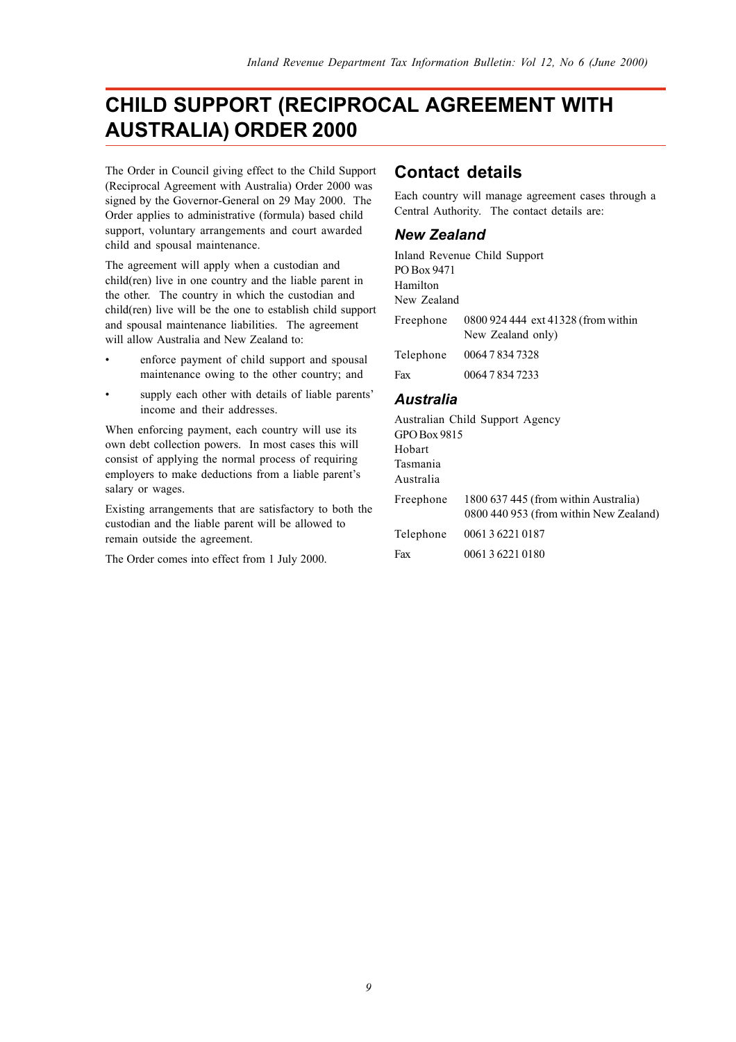# CHILD SUPPORT (RECIPROCAL AGREEMENT WITH AUSTRALIA) ORDER 2000

The Order in Council giving effect to the Child Support (Reciprocal Agreement with Australia) Order 2000 was signed by the Governor-General on 29 May 2000. The Order applies to administrative (formula) based child support, voluntary arrangements and court awarded child and spousal maintenance.

The agreement will apply when a custodian and child(ren) live in one country and the liable parent in the other. The country in which the custodian and child(ren) live will be the one to establish child support and spousal maintenance liabilities. The agreement will allow Australia and New Zealand to:

- enforce payment of child support and spousal maintenance owing to the other country; and
- supply each other with details of liable parents' income and their addresses.

When enforcing payment, each country will use its own debt collection powers. In most cases this will consist of applying the normal process of requiring employers to make deductions from a liable parent's salary or wages.

Existing arrangements that are satisfactory to both the custodian and the liable parent will be allowed to remain outside the agreement.

The Order comes into effect from 1 July 2000.

## Contact details

Each country will manage agreement cases through a Central Authority. The contact details are:

### *New Zealand*

Inland Revenue Child Support
PO Box 9471
Hamilton
New Zealand

| | |
|---|---|
| Freephone | 0800 924 444 ext 41328 (from within New Zealand only) |
| Telephone | 0064 7 834 7328 |
| Fax | 0064 7 834 7233 |

### *Australia*

Australian Child Support Agency
GPO Box 9815
Hobart
Tasmania
Australia

| | |
|---|---|
| Freephone | 1800 637 445 (from within Australia)<br>0800 440 953 (from within New Zealand) |
| Telephone | 0061 3 6221 0187 |
| Fax | 0061 3 6221 0180 |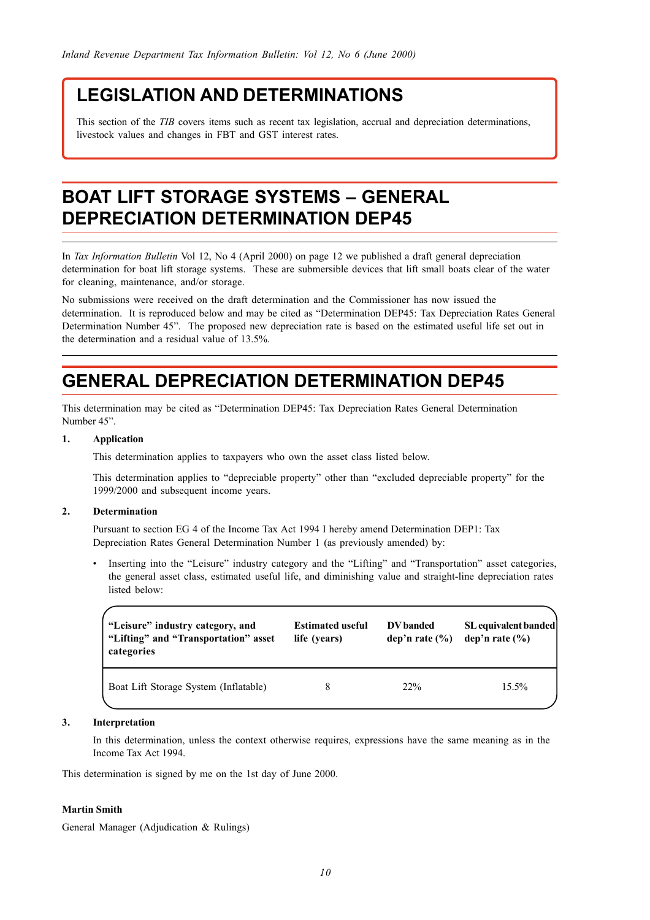# LEGISLATION AND DETERMINATIONS

This section of the *TIB* covers items such as recent tax legislation, accrual and depreciation determinations, livestock values and changes in FBT and GST interest rates.

# BOAT LIFT STORAGE SYSTEMS – GENERAL DEPRECIATION DETERMINATION DEP45

In *Tax Information Bulletin* Vol 12, No 4 (April 2000) on page 12 we published a draft general depreciation determination for boat lift storage systems. These are submersible devices that lift small boats clear of the water for cleaning, maintenance, and/or storage.

No submissions were received on the draft determination and the Commissioner has now issued the determination. It is reproduced below and may be cited as "Determination DEP45: Tax Depreciation Rates General Determination Number 45". The proposed new depreciation rate is based on the estimated useful life set out in the determination and a residual value of 13.5%.

# GENERAL DEPRECIATION DETERMINATION DEP45

This determination may be cited as "Determination DEP45: Tax Depreciation Rates General Determination Number 45".

**1. Application**

This determination applies to taxpayers who own the asset class listed below.

This determination applies to "depreciable property" other than "excluded depreciable property" for the 1999/2000 and subsequent income years.

**2. Determination**

Pursuant to section EG 4 of the Income Tax Act 1994 I hereby amend Determination DEP1: Tax Depreciation Rates General Determination Number 1 (as previously amended) by:

- Inserting into the "Leisure" industry category and the "Lifting" and "Transportation" asset categories, the general asset class, estimated useful life, and diminishing value and straight-line depreciation rates listed below:

| "Leisure" industry category, and "Lifting" and "Transportation" asset categories | Estimated useful life (years) | DV banded dep'n rate (%) | SL equivalent banded dep'n rate (%) |
|---|---|---|---|
| Boat Lift Storage System (Inflatable) | 8 | 22% | 15.5% |

**3. Interpretation**

In this determination, unless the context otherwise requires, expressions have the same meaning as in the Income Tax Act 1994.

This determination is signed by me on the 1st day of June 2000.

**Martin Smith**

General Manager (Adjudication & Rulings)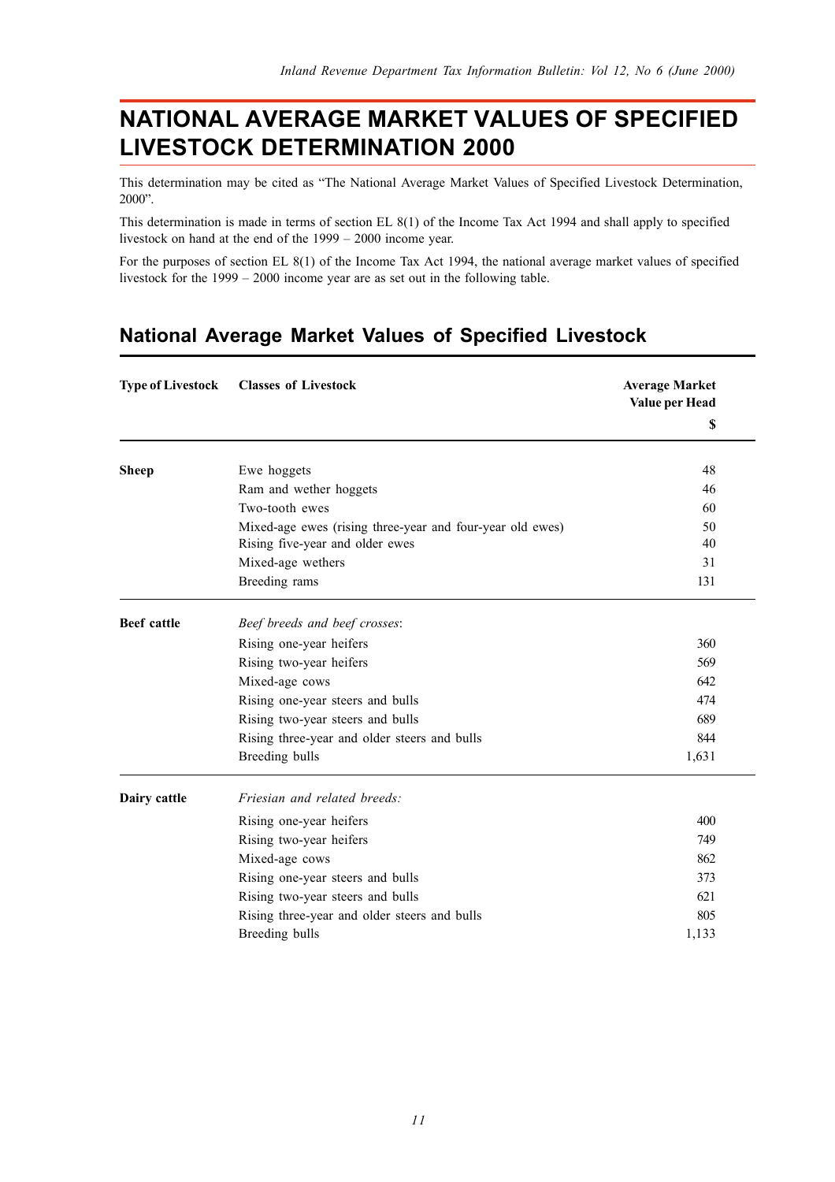# NATIONAL AVERAGE MARKET VALUES OF SPECIFIED LIVESTOCK DETERMINATION 2000

This determination may be cited as "The National Average Market Values of Specified Livestock Determination, 2000".

This determination is made in terms of section EL 8(1) of the Income Tax Act 1994 and shall apply to specified livestock on hand at the end of the 1999 – 2000 income year.

For the purposes of section EL 8(1) of the Income Tax Act 1994, the national average market values of specified livestock for the 1999 – 2000 income year are as set out in the following table.

## National Average Market Values of Specified Livestock

| Type of Livestock | Classes of Livestock | Average Market Value per Head $ |
|---|---|---|
| **Sheep** | Ewe hoggets | 48 |
| | Ram and wether hoggets | 46 |
| | Two-tooth ewes | 60 |
| | Mixed-age ewes (rising three-year and four-year old ewes) | 50 |
| | Rising five-year and older ewes | 40 |
| | Mixed-age wethers | 31 |
| | Breeding rams | 131 |
| **Beef cattle** | *Beef breeds and beef crosses*: | |
| | Rising one-year heifers | 360 |
| | Rising two-year heifers | 569 |
| | Mixed-age cows | 642 |
| | Rising one-year steers and bulls | 474 |
| | Rising two-year steers and bulls | 689 |
| | Rising three-year and older steers and bulls | 844 |
| | Breeding bulls | 1,631 |
| **Dairy cattle** | *Friesian and related breeds:* | |
| | Rising one-year heifers | 400 |
| | Rising two-year heifers | 749 |
| | Mixed-age cows | 862 |
| | Rising one-year steers and bulls | 373 |
| | Rising two-year steers and bulls | 621 |
| | Rising three-year and older steers and bulls | 805 |
| | Breeding bulls | 1,133 |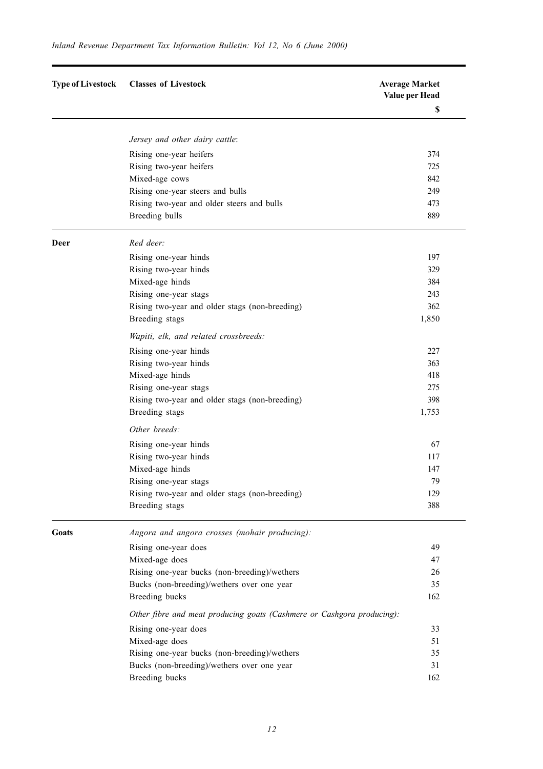| Type of Livestock | Classes of Livestock | Average Market Value per Head $ |
|---|---|---|
| | *Jersey and other dairy cattle*: | |
| | Rising one-year heifers | 374 |
| | Rising two-year heifers | 725 |
| | Mixed-age cows | 842 |
| | Rising one-year steers and bulls | 249 |
| | Rising two-year and older steers and bulls | 473 |
| | Breeding bulls | 889 |
| **Deer** | *Red deer:* | |
| | Rising one-year hinds | 197 |
| | Rising two-year hinds | 329 |
| | Mixed-age hinds | 384 |
| | Rising one-year stags | 243 |
| | Rising two-year and older stags (non-breeding) | 362 |
| | Breeding stags | 1,850 |
| | *Wapiti, elk, and related crossbreeds:* | |
| | Rising one-year hinds | 227 |
| | Rising two-year hinds | 363 |
| | Mixed-age hinds | 418 |
| | Rising one-year stags | 275 |
| | Rising two-year and older stags (non-breeding) | 398 |
| | Breeding stags | 1,753 |
| | *Other breeds:* | |
| | Rising one-year hinds | 67 |
| | Rising two-year hinds | 117 |
| | Mixed-age hinds | 147 |
| | Rising one-year stags | 79 |
| | Rising two-year and older stags (non-breeding) | 129 |
| | Breeding stags | 388 |
| **Goats** | *Angora and angora crosses (mohair producing):* | |
| | Rising one-year does | 49 |
| | Mixed-age does | 47 |
| | Rising one-year bucks (non-breeding)/wethers | 26 |
| | Bucks (non-breeding)/wethers over one year | 35 |
| | Breeding bucks | 162 |
| | *Other fibre and meat producing goats (Cashmere or Cashgora producing):* | |
| | Rising one-year does | 33 |
| | Mixed-age does | 51 |
| | Rising one-year bucks (non-breeding)/wethers | 35 |
| | Bucks (non-breeding)/wethers over one year | 31 |
| | Breeding bucks | 162 |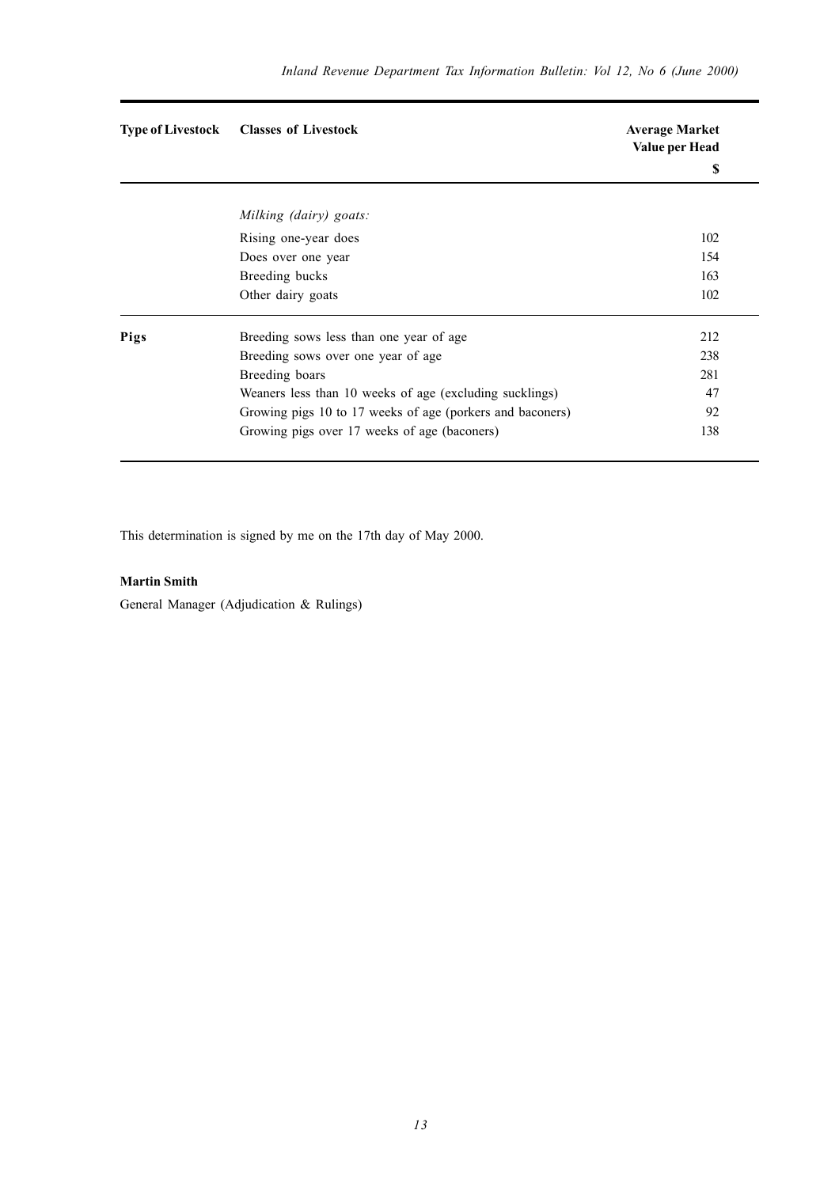| Type of Livestock | Classes of Livestock | Average Market Value per Head $ |
|---|---|---|
| | *Milking (dairy) goats:* | |
| | Rising one-year does | 102 |
| | Does over one year | 154 |
| | Breeding bucks | 163 |
| | Other dairy goats | 102 |
| **Pigs** | Breeding sows less than one year of age | 212 |
| | Breeding sows over one year of age | 238 |
| | Breeding boars | 281 |
| | Weaners less than 10 weeks of age (excluding sucklings) | 47 |
| | Growing pigs 10 to 17 weeks of age (porkers and baconers) | 92 |
| | Growing pigs over 17 weeks of age (baconers) | 138 |

This determination is signed by me on the 17th day of May 2000.

**Martin Smith**

General Manager (Adjudication & Rulings)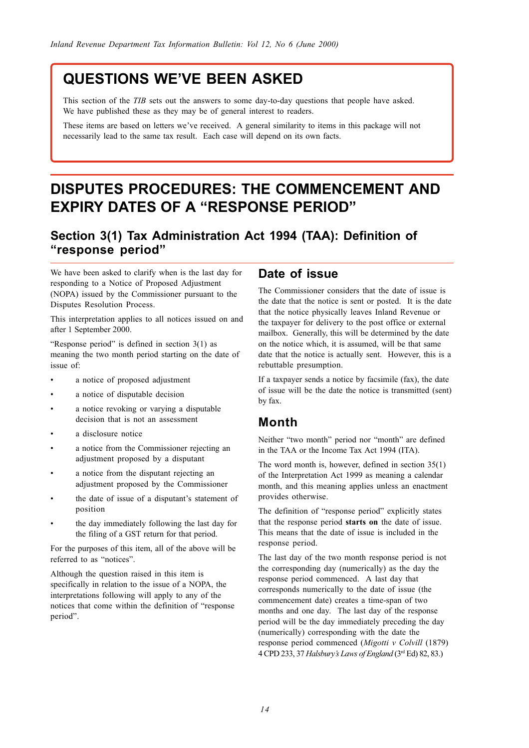# QUESTIONS WE'VE BEEN ASKED

This section of the *TIB* sets out the answers to some day-to-day questions that people have asked. We have published these as they may be of general interest to readers.

These items are based on letters we've received. A general similarity to items in this package will not necessarily lead to the same tax result. Each case will depend on its own facts.

# DISPUTES PROCEDURES: THE COMMENCEMENT AND EXPIRY DATES OF A "RESPONSE PERIOD"

## Section 3(1) Tax Administration Act 1994 (TAA): Definition of "response period"

We have been asked to clarify when is the last day for responding to a Notice of Proposed Adjustment (NOPA) issued by the Commissioner pursuant to the Disputes Resolution Process.

This interpretation applies to all notices issued on and after 1 September 2000.

"Response period" is defined in section 3(1) as meaning the two month period starting on the date of issue of:

- a notice of proposed adjustment
- a notice of disputable decision
- a notice revoking or varying a disputable decision that is not an assessment
- a disclosure notice
- a notice from the Commissioner rejecting an adjustment proposed by a disputant
- a notice from the disputant rejecting an adjustment proposed by the Commissioner
- the date of issue of a disputant's statement of position
- the day immediately following the last day for the filing of a GST return for that period.

For the purposes of this item, all of the above will be referred to as "notices".

Although the question raised in this item is specifically in relation to the issue of a NOPA, the interpretations following will apply to any of the notices that come within the definition of "response period".

## Date of issue

The Commissioner considers that the date of issue is the date that the notice is sent or posted. It is the date that the notice physically leaves Inland Revenue or the taxpayer for delivery to the post office or external mailbox. Generally, this will be determined by the date on the notice which, it is assumed, will be that same date that the notice is actually sent. However, this is a rebuttable presumption.

If a taxpayer sends a notice by facsimile (fax), the date of issue will be the date the notice is transmitted (sent) by fax.

## Month

Neither "two month" period nor "month" are defined in the TAA or the Income Tax Act 1994 (ITA).

The word month is, however, defined in section 35(1) of the Interpretation Act 1999 as meaning a calendar month, and this meaning applies unless an enactment provides otherwise.

The definition of "response period" explicitly states that the response period **starts on** the date of issue. This means that the date of issue is included in the response period.

The last day of the two month response period is not the corresponding day (numerically) as the day the response period commenced. A last day that corresponds numerically to the date of issue (the commencement date) creates a time-span of two months and one day. The last day of the response period will be the day immediately preceding the day (numerically) corresponding with the date the response period commenced (*Migotti v Colvill* (1879) 4 CPD 233, 37 *Halsbury's Laws of England* (3rd Ed) 82, 83.)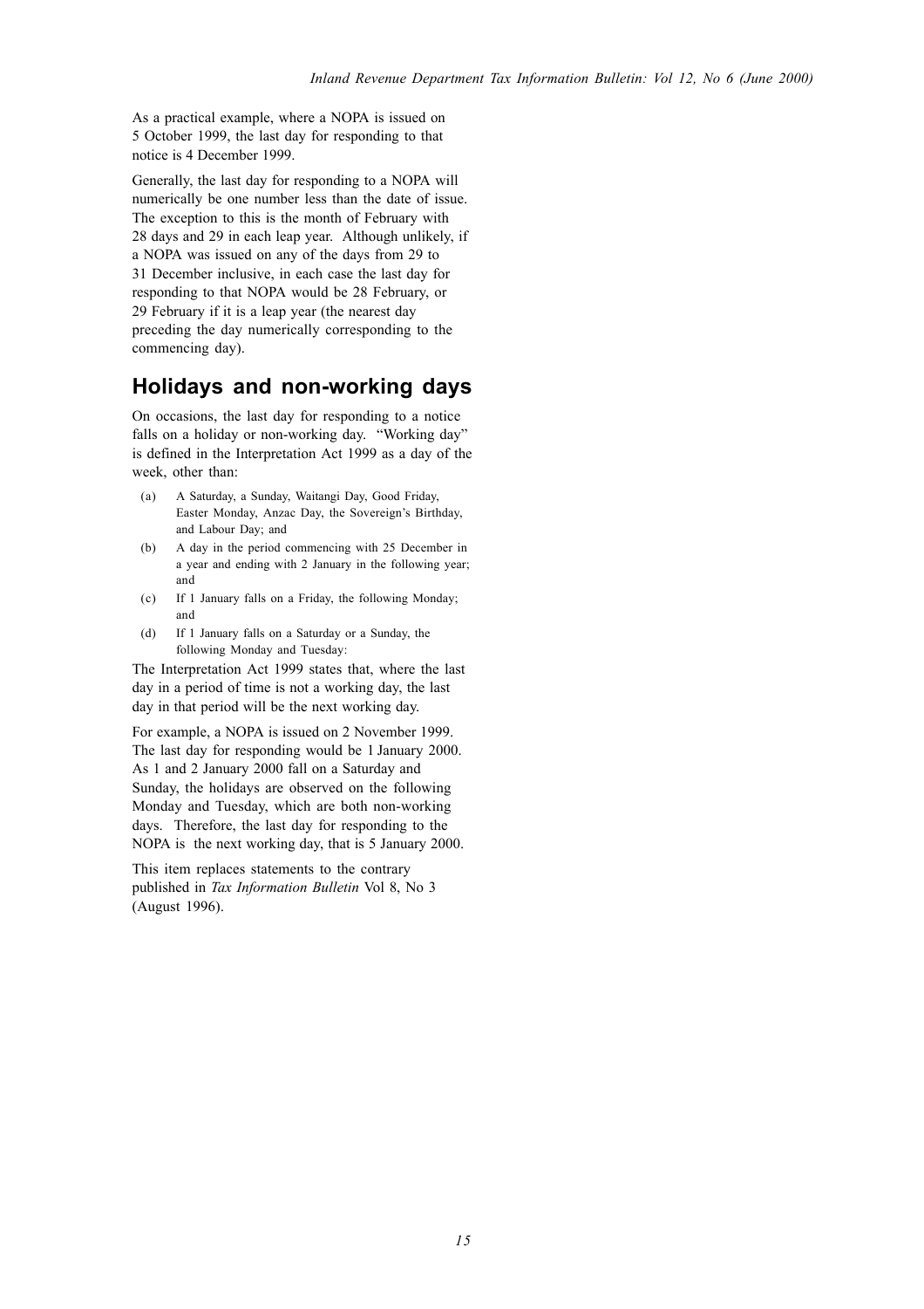As a practical example, where a NOPA is issued on 5 October 1999, the last day for responding to that notice is 4 December 1999.

Generally, the last day for responding to a NOPA will numerically be one number less than the date of issue. The exception to this is the month of February with 28 days and 29 in each leap year. Although unlikely, if a NOPA was issued on any of the days from 29 to 31 December inclusive, in each case the last day for responding to that NOPA would be 28 February, or 29 February if it is a leap year (the nearest day preceding the day numerically corresponding to the commencing day).

## Holidays and non-working days

On occasions, the last day for responding to a notice falls on a holiday or non-working day. "Working day" is defined in the Interpretation Act 1999 as a day of the week, other than:

(a) A Saturday, a Sunday, Waitangi Day, Good Friday, Easter Monday, Anzac Day, the Sovereign's Birthday, and Labour Day; and

(b) A day in the period commencing with 25 December in a year and ending with 2 January in the following year; and

(c) If 1 January falls on a Friday, the following Monday; and

(d) If 1 January falls on a Saturday or a Sunday, the following Monday and Tuesday:

The Interpretation Act 1999 states that, where the last day in a period of time is not a working day, the last day in that period will be the next working day.

For example, a NOPA is issued on 2 November 1999. The last day for responding would be 1 January 2000. As 1 and 2 January 2000 fall on a Saturday and Sunday, the holidays are observed on the following Monday and Tuesday, which are both non-working days. Therefore, the last day for responding to the NOPA is the next working day, that is 5 January 2000.

This item replaces statements to the contrary published in *Tax Information Bulletin* Vol 8, No 3 (August 1996).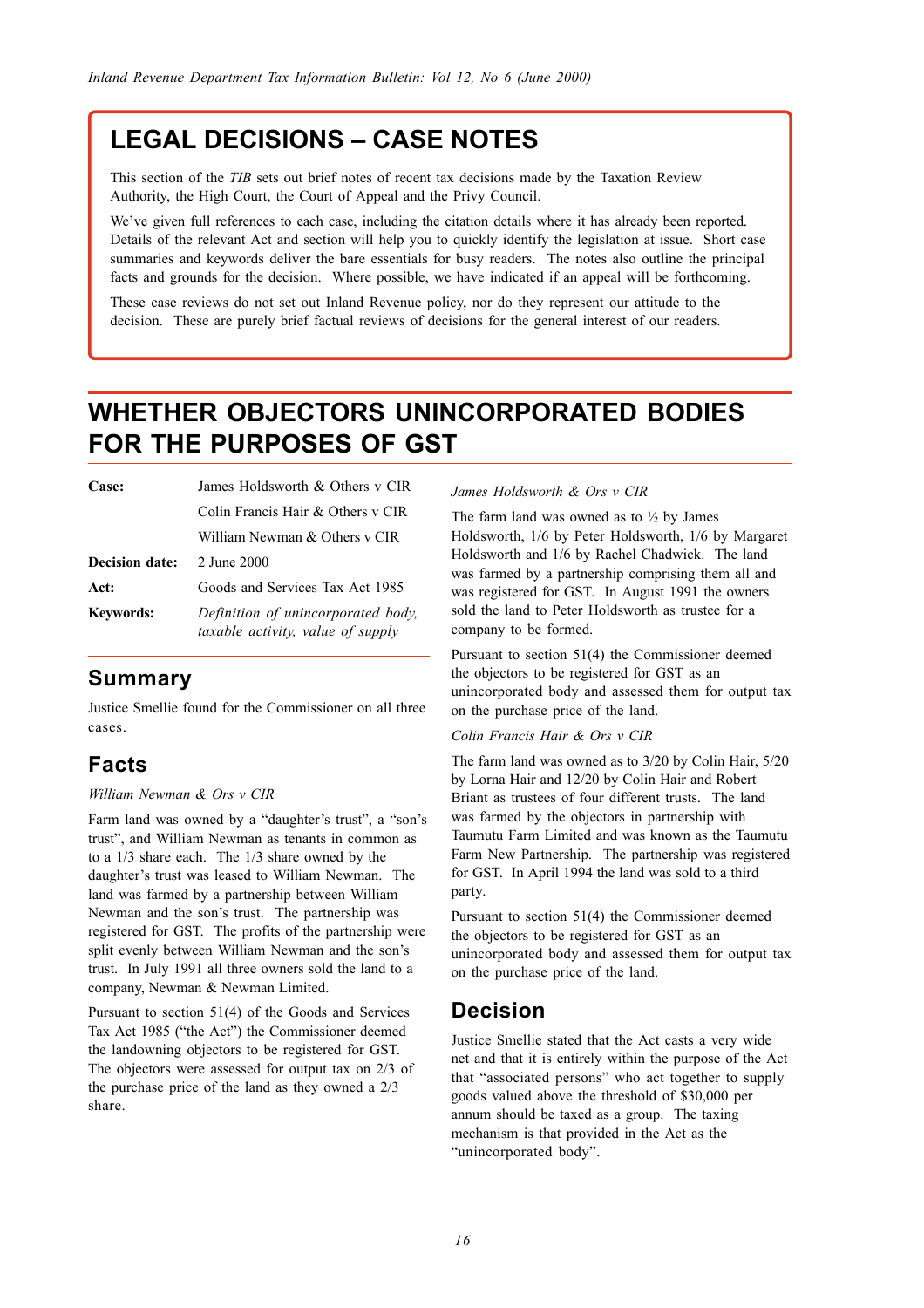# LEGAL DECISIONS – CASE NOTES

This section of the *TIB* sets out brief notes of recent tax decisions made by the Taxation Review Authority, the High Court, the Court of Appeal and the Privy Council.

We've given full references to each case, including the citation details where it has already been reported. Details of the relevant Act and section will help you to quickly identify the legislation at issue. Short case summaries and keywords deliver the bare essentials for busy readers. The notes also outline the principal facts and grounds for the decision. Where possible, we have indicated if an appeal will be forthcoming.

These case reviews do not set out Inland Revenue policy, nor do they represent our attitude to the decision. These are purely brief factual reviews of decisions for the general interest of our readers.

# WHETHER OBJECTORS UNINCORPORATED BODIES FOR THE PURPOSES OF GST

| | |
|---|---|
| **Case:** | James Holdsworth & Others v CIR |
| | Colin Francis Hair & Others v CIR |
| | William Newman & Others v CIR |
| **Decision date:** | 2 June 2000 |
| **Act:** | Goods and Services Tax Act 1985 |
| **Keywords:** | *Definition of unincorporated body, taxable activity, value of supply* |

## Summary

Justice Smellie found for the Commissioner on all three cases.

## Facts

*William Newman & Ors v CIR*

Farm land was owned by a "daughter's trust", a "son's trust", and William Newman as tenants in common as to a 1/3 share each. The 1/3 share owned by the daughter's trust was leased to William Newman. The land was farmed by a partnership between William Newman and the son's trust. The partnership was registered for GST. The profits of the partnership were split evenly between William Newman and the son's trust. In July 1991 all three owners sold the land to a company, Newman & Newman Limited.

Pursuant to section 51(4) of the Goods and Services Tax Act 1985 ("the Act") the Commissioner deemed the landowning objectors to be registered for GST. The objectors were assessed for output tax on 2/3 of the purchase price of the land as they owned a 2/3 share.

*James Holdsworth & Ors v CIR*

The farm land was owned as to ½ by James Holdsworth, 1/6 by Peter Holdsworth, 1/6 by Margaret Holdsworth and 1/6 by Rachel Chadwick. The land was farmed by a partnership comprising them all and was registered for GST. In August 1991 the owners sold the land to Peter Holdsworth as trustee for a company to be formed.

Pursuant to section 51(4) the Commissioner deemed the objectors to be registered for GST as an unincorporated body and assessed them for output tax on the purchase price of the land.

*Colin Francis Hair & Ors v CIR*

The farm land was owned as to 3/20 by Colin Hair, 5/20 by Lorna Hair and 12/20 by Colin Hair and Robert Briant as trustees of four different trusts. The land was farmed by the objectors in partnership with Taumutu Farm Limited and was known as the Taumutu Farm New Partnership. The partnership was registered for GST. In April 1994 the land was sold to a third party.

Pursuant to section 51(4) the Commissioner deemed the objectors to be registered for GST as an unincorporated body and assessed them for output tax on the purchase price of the land.

## Decision

Justice Smellie stated that the Act casts a very wide net and that it is entirely within the purpose of the Act that "associated persons" who act together to supply goods valued above the threshold of $30,000 per annum should be taxed as a group. The taxing mechanism is that provided in the Act as the "unincorporated body".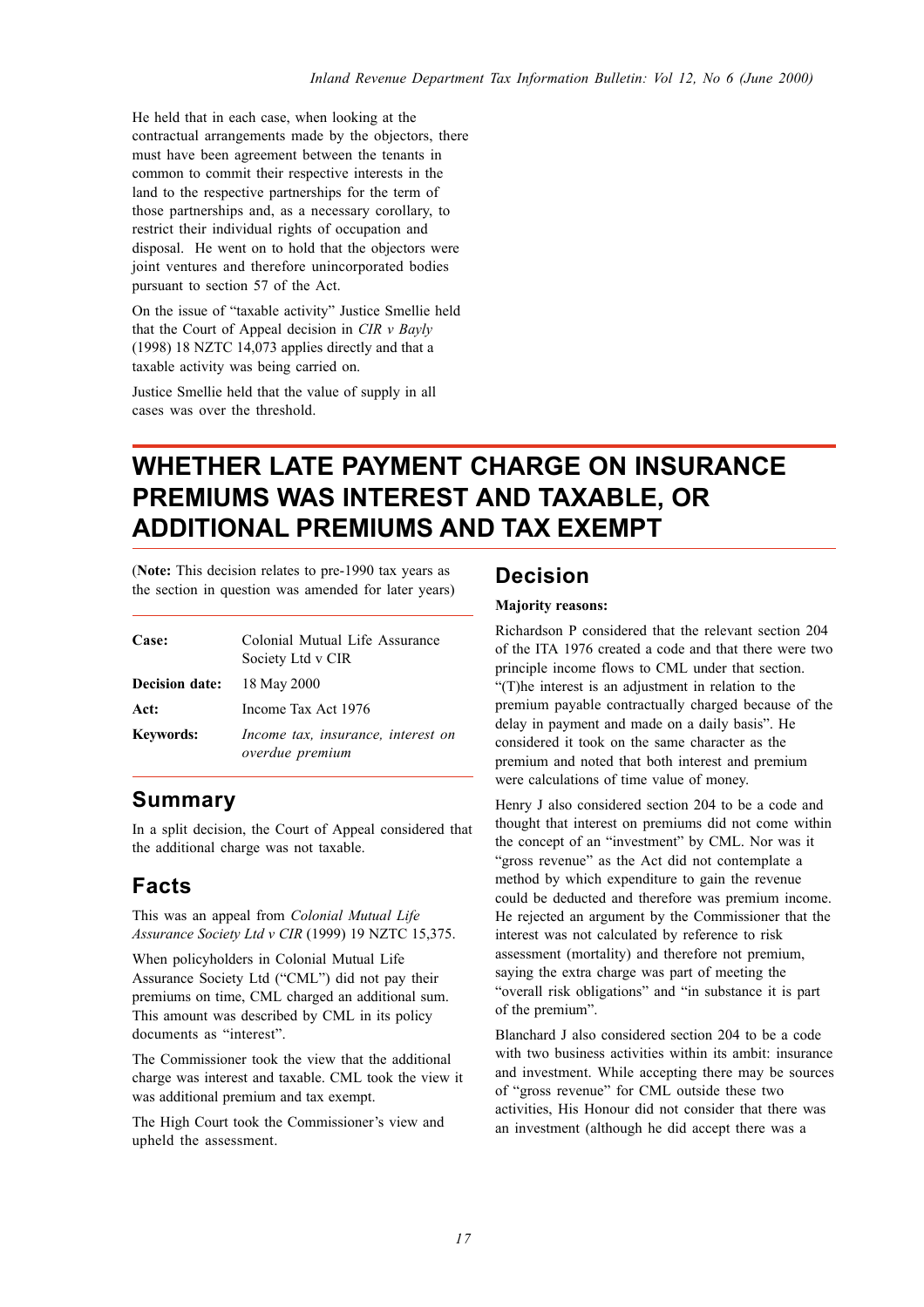He held that in each case, when looking at the contractual arrangements made by the objectors, there must have been agreement between the tenants in common to commit their respective interests in the land to the respective partnerships for the term of those partnerships and, as a necessary corollary, to restrict their individual rights of occupation and disposal. He went on to hold that the objectors were joint ventures and therefore unincorporated bodies pursuant to section 57 of the Act.

On the issue of "taxable activity" Justice Smellie held that the Court of Appeal decision in *CIR v Bayly* (1998) 18 NZTC 14,073 applies directly and that a taxable activity was being carried on.

Justice Smellie held that the value of supply in all cases was over the threshold.

# WHETHER LATE PAYMENT CHARGE ON INSURANCE PREMIUMS WAS INTEREST AND TAXABLE, OR ADDITIONAL PREMIUMS AND TAX EXEMPT

(**Note:** This decision relates to pre-1990 tax years as the section in question was amended for later years)

| | |
|---|---|
| **Case:** | Colonial Mutual Life Assurance Society Ltd v CIR |
| **Decision date:** | 18 May 2000 |
| **Act:** | Income Tax Act 1976 |
| **Keywords:** | *Income tax, insurance, interest on overdue premium* |

## Summary

In a split decision, the Court of Appeal considered that the additional charge was not taxable.

## Facts

This was an appeal from *Colonial Mutual Life Assurance Society Ltd v CIR* (1999) 19 NZTC 15,375.

When policyholders in Colonial Mutual Life Assurance Society Ltd ("CML") did not pay their premiums on time, CML charged an additional sum. This amount was described by CML in its policy documents as "interest".

The Commissioner took the view that the additional charge was interest and taxable. CML took the view it was additional premium and tax exempt.

The High Court took the Commissioner's view and upheld the assessment.

## Decision

**Majority reasons:**

Richardson P considered that the relevant section 204 of the ITA 1976 created a code and that there were two principle income flows to CML under that section. "(T)he interest is an adjustment in relation to the premium payable contractually charged because of the delay in payment and made on a daily basis". He considered it took on the same character as the premium and noted that both interest and premium were calculations of time value of money.

Henry J also considered section 204 to be a code and thought that interest on premiums did not come within the concept of an "investment" by CML. Nor was it "gross revenue" as the Act did not contemplate a method by which expenditure to gain the revenue could be deducted and therefore was premium income. He rejected an argument by the Commissioner that the interest was not calculated by reference to risk assessment (mortality) and therefore not premium, saying the extra charge was part of meeting the "overall risk obligations" and "in substance it is part of the premium".

Blanchard J also considered section 204 to be a code with two business activities within its ambit: insurance and investment. While accepting there may be sources of "gross revenue" for CML outside these two activities, His Honour did not consider that there was an investment (although he did accept there was a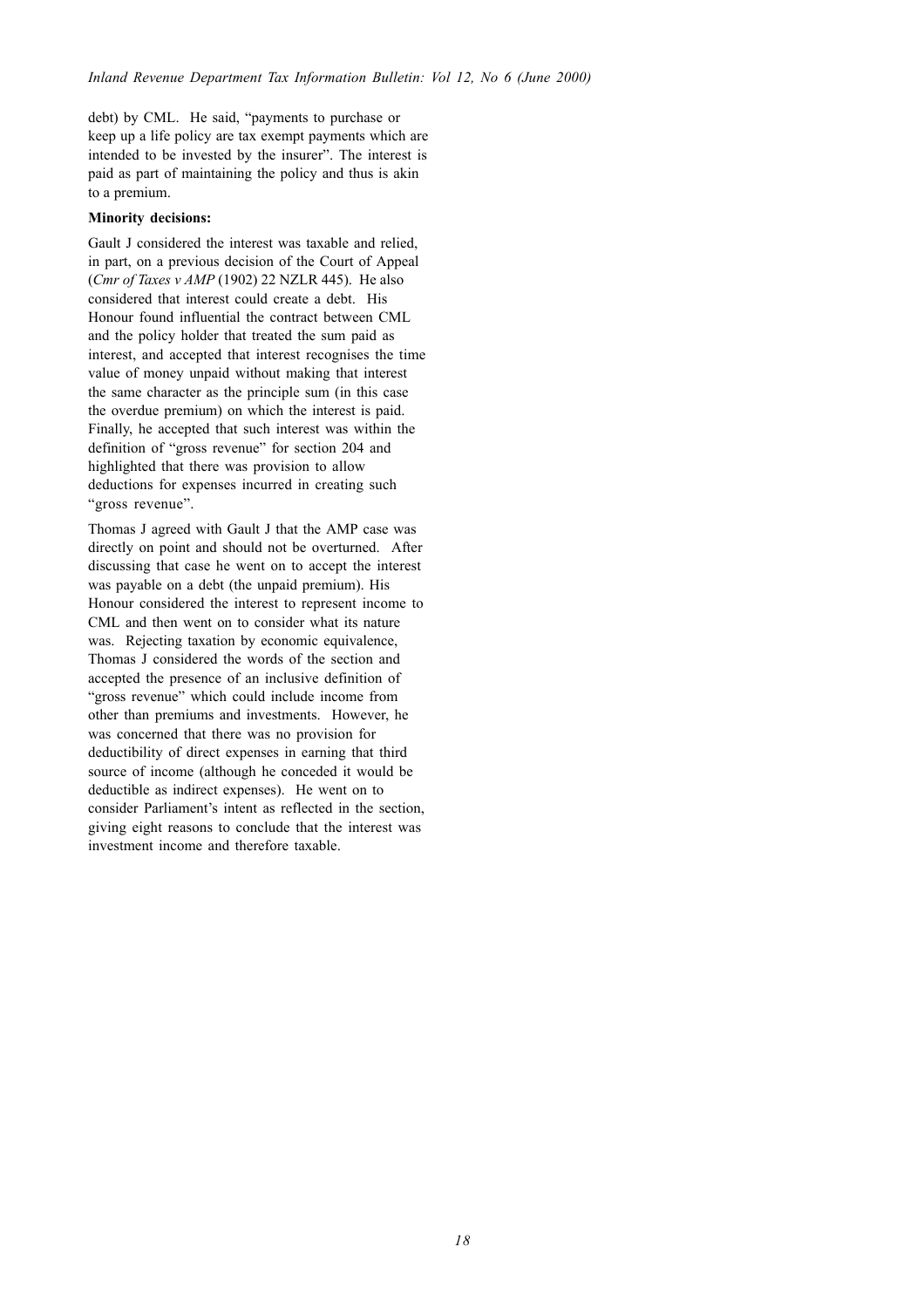debt) by CML. He said, "payments to purchase or keep up a life policy are tax exempt payments which are intended to be invested by the insurer". The interest is paid as part of maintaining the policy and thus is akin to a premium.

**Minority decisions:**

Gault J considered the interest was taxable and relied, in part, on a previous decision of the Court of Appeal (*Cmr of Taxes v AMP* (1902) 22 NZLR 445). He also considered that interest could create a debt. His Honour found influential the contract between CML and the policy holder that treated the sum paid as interest, and accepted that interest recognises the time value of money unpaid without making that interest the same character as the principle sum (in this case the overdue premium) on which the interest is paid. Finally, he accepted that such interest was within the definition of "gross revenue" for section 204 and highlighted that there was provision to allow deductions for expenses incurred in creating such "gross revenue".

Thomas J agreed with Gault J that the AMP case was directly on point and should not be overturned. After discussing that case he went on to accept the interest was payable on a debt (the unpaid premium). His Honour considered the interest to represent income to CML and then went on to consider what its nature was. Rejecting taxation by economic equivalence, Thomas J considered the words of the section and accepted the presence of an inclusive definition of "gross revenue" which could include income from other than premiums and investments. However, he was concerned that there was no provision for deductibility of direct expenses in earning that third source of income (although he conceded it would be deductible as indirect expenses). He went on to consider Parliament's intent as reflected in the section, giving eight reasons to conclude that the interest was investment income and therefore taxable.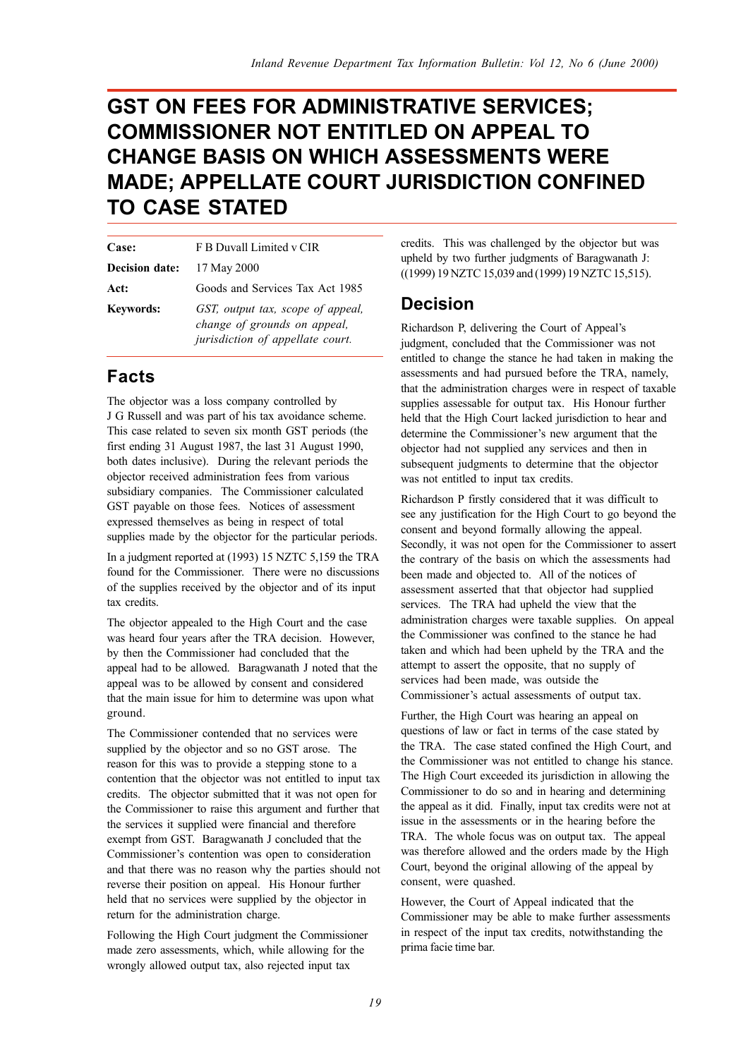# GST ON FEES FOR ADMINISTRATIVE SERVICES; COMMISSIONER NOT ENTITLED ON APPEAL TO CHANGE BASIS ON WHICH ASSESSMENTS WERE MADE; APPELLATE COURT JURISDICTION CONFINED TO CASE STATED

| | |
|---|---|
| **Case:** | F B Duvall Limited v CIR |
| **Decision date:** | 17 May 2000 |
| **Act:** | Goods and Services Tax Act 1985 |
| **Keywords:** | *GST, output tax, scope of appeal, change of grounds on appeal, jurisdiction of appellate court.* |

## Facts

The objector was a loss company controlled by J G Russell and was part of his tax avoidance scheme. This case related to seven six month GST periods (the first ending 31 August 1987, the last 31 August 1990, both dates inclusive). During the relevant periods the objector received administration fees from various subsidiary companies. The Commissioner calculated GST payable on those fees. Notices of assessment expressed themselves as being in respect of total supplies made by the objector for the particular periods.

In a judgment reported at (1993) 15 NZTC 5,159 the TRA found for the Commissioner. There were no discussions of the supplies received by the objector and of its input tax credits.

The objector appealed to the High Court and the case was heard four years after the TRA decision. However, by then the Commissioner had concluded that the appeal had to be allowed. Baragwanath J noted that the appeal was to be allowed by consent and considered that the main issue for him to determine was upon what ground.

The Commissioner contended that no services were supplied by the objector and so no GST arose. The reason for this was to provide a stepping stone to a contention that the objector was not entitled to input tax credits. The objector submitted that it was not open for the Commissioner to raise this argument and further that the services it supplied were financial and therefore exempt from GST. Baragwanath J concluded that the Commissioner's contention was open to consideration and that there was no reason why the parties should not reverse their position on appeal. His Honour further held that no services were supplied by the objector in return for the administration charge.

Following the High Court judgment the Commissioner made zero assessments, which, while allowing for the wrongly allowed output tax, also rejected input tax credits. This was challenged by the objector but was upheld by two further judgments of Baragwanath J: ((1999) 19 NZTC 15,039 and (1999) 19 NZTC 15,515).

## Decision

Richardson P, delivering the Court of Appeal's judgment, concluded that the Commissioner was not entitled to change the stance he had taken in making the assessments and had pursued before the TRA, namely, that the administration charges were in respect of taxable supplies assessable for output tax. His Honour further held that the High Court lacked jurisdiction to hear and determine the Commissioner's new argument that the objector had not supplied any services and then in subsequent judgments to determine that the objector was not entitled to input tax credits.

Richardson P firstly considered that it was difficult to see any justification for the High Court to go beyond the consent and beyond formally allowing the appeal. Secondly, it was not open for the Commissioner to assert the contrary of the basis on which the assessments had been made and objected to. All of the notices of assessment asserted that that objector had supplied services. The TRA had upheld the view that the administration charges were taxable supplies. On appeal the Commissioner was confined to the stance he had taken and which had been upheld by the TRA and the attempt to assert the opposite, that no supply of services had been made, was outside the Commissioner's actual assessments of output tax.

Further, the High Court was hearing an appeal on questions of law or fact in terms of the case stated by the TRA. The case stated confined the High Court, and the Commissioner was not entitled to change his stance. The High Court exceeded its jurisdiction in allowing the Commissioner to do so and in hearing and determining the appeal as it did. Finally, input tax credits were not at issue in the assessments or in the hearing before the TRA. The whole focus was on output tax. The appeal was therefore allowed and the orders made by the High Court, beyond the original allowing of the appeal by consent, were quashed.

However, the Court of Appeal indicated that the Commissioner may be able to make further assessments in respect of the input tax credits, notwithstanding the prima facie time bar.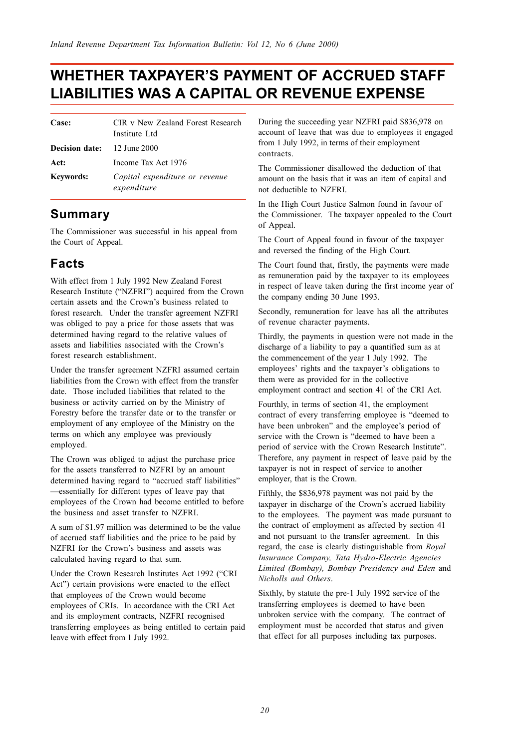# WHETHER TAXPAYER'S PAYMENT OF ACCRUED STAFF LIABILITIES WAS A CAPITAL OR REVENUE EXPENSE

| | |
|---|---|
| **Case:** | CIR v New Zealand Forest Research Institute Ltd |
| **Decision date:** | 12 June 2000 |
| **Act:** | Income Tax Act 1976 |
| **Keywords:** | *Capital expenditure or revenue expenditure* |

## Summary

The Commissioner was successful in his appeal from the Court of Appeal.

## Facts

With effect from 1 July 1992 New Zealand Forest Research Institute ("NZFRI") acquired from the Crown certain assets and the Crown's business related to forest research. Under the transfer agreement NZFRI was obliged to pay a price for those assets that was determined having regard to the relative values of assets and liabilities associated with the Crown's forest research establishment.

Under the transfer agreement NZFRI assumed certain liabilities from the Crown with effect from the transfer date. Those included liabilities that related to the business or activity carried on by the Ministry of Forestry before the transfer date or to the transfer or employment of any employee of the Ministry on the terms on which any employee was previously employed.

The Crown was obliged to adjust the purchase price for the assets transferred to NZFRI by an amount determined having regard to "accrued staff liabilities" —essentially for different types of leave pay that employees of the Crown had become entitled to before the business and asset transfer to NZFRI.

A sum of $1.97 million was determined to be the value of accrued staff liabilities and the price to be paid by NZFRI for the Crown's business and assets was calculated having regard to that sum.

Under the Crown Research Institutes Act 1992 ("CRI Act") certain provisions were enacted to the effect that employees of the Crown would become employees of CRIs. In accordance with the CRI Act and its employment contracts, NZFRI recognised transferring employees as being entitled to certain paid leave with effect from 1 July 1992.

During the succeeding year NZFRI paid $836,978 on account of leave that was due to employees it engaged from 1 July 1992, in terms of their employment contracts.

The Commissioner disallowed the deduction of that amount on the basis that it was an item of capital and not deductible to NZFRI.

In the High Court Justice Salmon found in favour of the Commissioner. The taxpayer appealed to the Court of Appeal.

The Court of Appeal found in favour of the taxpayer and reversed the finding of the High Court.

The Court found that, firstly, the payments were made as remuneration paid by the taxpayer to its employees in respect of leave taken during the first income year of the company ending 30 June 1993.

Secondly, remuneration for leave has all the attributes of revenue character payments.

Thirdly, the payments in question were not made in the discharge of a liability to pay a quantified sum as at the commencement of the year 1 July 1992. The employees' rights and the taxpayer's obligations to them were as provided for in the collective employment contract and section 41 of the CRI Act.

Fourthly, in terms of section 41, the employment contract of every transferring employee is "deemed to have been unbroken" and the employee's period of service with the Crown is "deemed to have been a period of service with the Crown Research Institute". Therefore, any payment in respect of leave paid by the taxpayer is not in respect of service to another employer, that is the Crown.

Fifthly, the $836,978 payment was not paid by the taxpayer in discharge of the Crown's accrued liability to the employees. The payment was made pursuant to the contract of employment as affected by section 41 and not pursuant to the transfer agreement. In this regard, the case is clearly distinguishable from *Royal Insurance Company, Tata Hydro-Electric Agencies Limited (Bombay), Bombay Presidency and Eden* and *Nicholls and Others*.

Sixthly, by statute the pre-1 July 1992 service of the transferring employees is deemed to have been unbroken service with the company. The contract of employment must be accorded that status and given that effect for all purposes including tax purposes.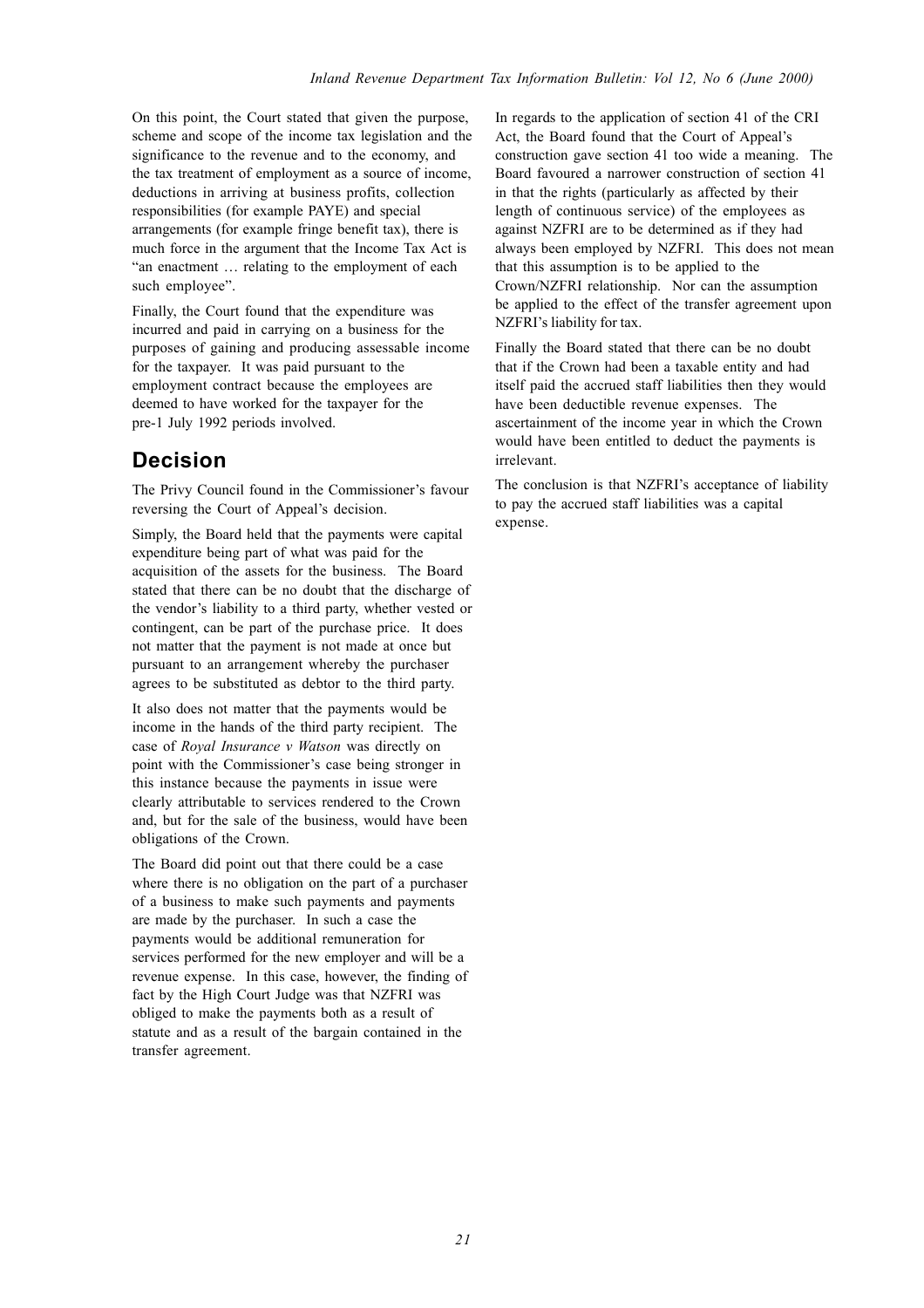On this point, the Court stated that given the purpose, scheme and scope of the income tax legislation and the significance to the revenue and to the economy, and the tax treatment of employment as a source of income, deductions in arriving at business profits, collection responsibilities (for example PAYE) and special arrangements (for example fringe benefit tax), there is much force in the argument that the Income Tax Act is "an enactment … relating to the employment of each such employee".

Finally, the Court found that the expenditure was incurred and paid in carrying on a business for the purposes of gaining and producing assessable income for the taxpayer. It was paid pursuant to the employment contract because the employees are deemed to have worked for the taxpayer for the pre-1 July 1992 periods involved.

## Decision

The Privy Council found in the Commissioner's favour reversing the Court of Appeal's decision.

Simply, the Board held that the payments were capital expenditure being part of what was paid for the acquisition of the assets for the business. The Board stated that there can be no doubt that the discharge of the vendor's liability to a third party, whether vested or contingent, can be part of the purchase price. It does not matter that the payment is not made at once but pursuant to an arrangement whereby the purchaser agrees to be substituted as debtor to the third party.

It also does not matter that the payments would be income in the hands of the third party recipient. The case of *Royal Insurance v Watson* was directly on point with the Commissioner's case being stronger in this instance because the payments in issue were clearly attributable to services rendered to the Crown and, but for the sale of the business, would have been obligations of the Crown.

The Board did point out that there could be a case where there is no obligation on the part of a purchaser of a business to make such payments and payments are made by the purchaser. In such a case the payments would be additional remuneration for services performed for the new employer and will be a revenue expense. In this case, however, the finding of fact by the High Court Judge was that NZFRI was obliged to make the payments both as a result of statute and as a result of the bargain contained in the transfer agreement.

In regards to the application of section 41 of the CRI Act, the Board found that the Court of Appeal's construction gave section 41 too wide a meaning. The Board favoured a narrower construction of section 41 in that the rights (particularly as affected by their length of continuous service) of the employees as against NZFRI are to be determined as if they had always been employed by NZFRI. This does not mean that this assumption is to be applied to the Crown/NZFRI relationship. Nor can the assumption be applied to the effect of the transfer agreement upon NZFRI's liability for tax.

Finally the Board stated that there can be no doubt that if the Crown had been a taxable entity and had itself paid the accrued staff liabilities then they would have been deductible revenue expenses. The ascertainment of the income year in which the Crown would have been entitled to deduct the payments is irrelevant.

The conclusion is that NZFRI's acceptance of liability to pay the accrued staff liabilities was a capital expense.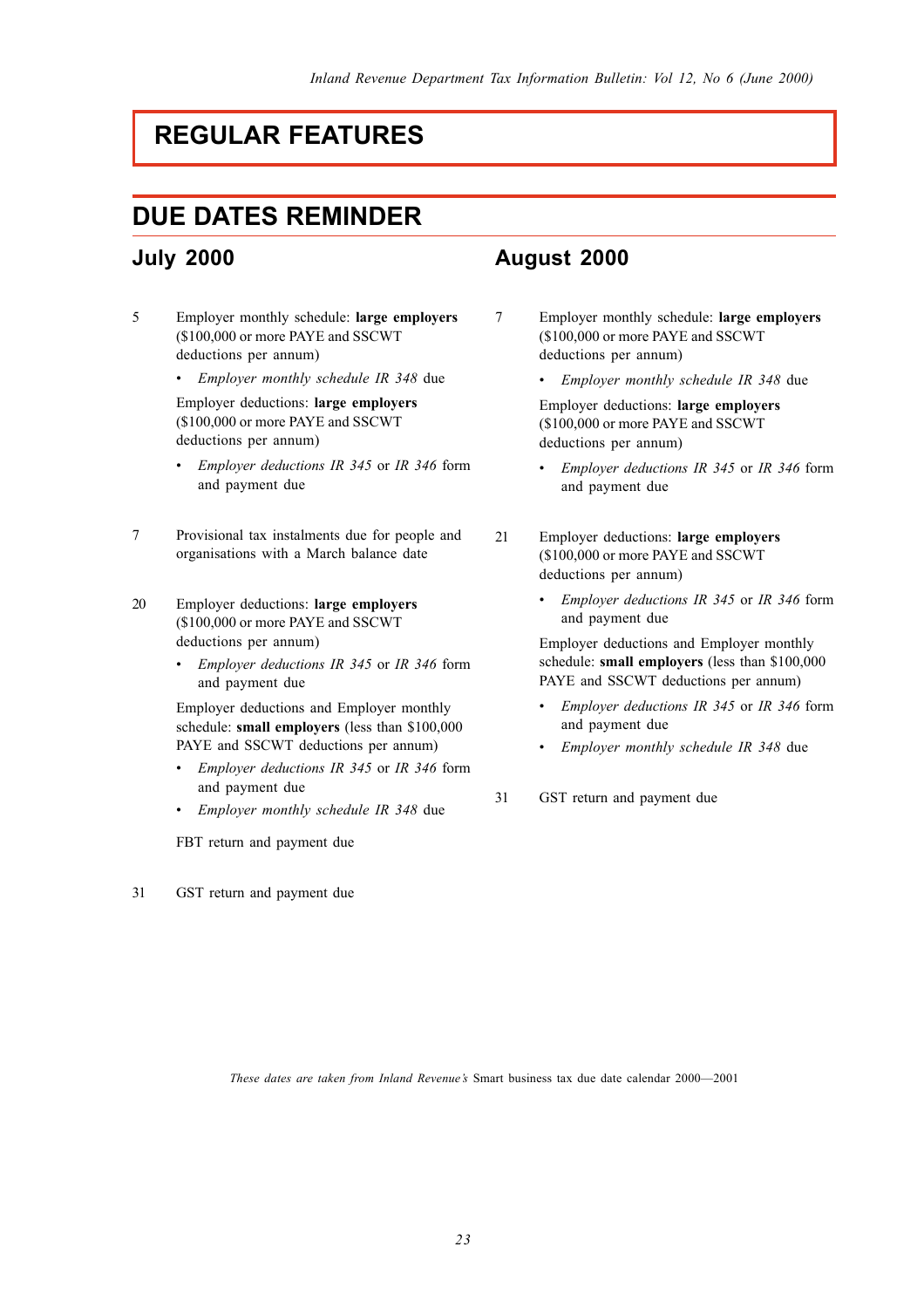# REGULAR FEATURES

## DUE DATES REMINDER

### July 2000

5 Employer monthly schedule: **large employers** ($100,000 or more PAYE and SSCWT deductions per annum)

- *Employer monthly schedule IR 348* due

Employer deductions: **large employers** ($100,000 or more PAYE and SSCWT deductions per annum)

- *Employer deductions IR 345* or *IR 346* form and payment due

7 Provisional tax instalments due for people and organisations with a March balance date

20 Employer deductions: **large employers** ($100,000 or more PAYE and SSCWT deductions per annum)

- *Employer deductions IR 345* or *IR 346* form and payment due

Employer deductions and Employer monthly schedule: **small employers** (less than $100,000 PAYE and SSCWT deductions per annum)

- *Employer deductions IR 345* or *IR 346* form and payment due
- *Employer monthly schedule IR 348* due

FBT return and payment due

31 GST return and payment due

### August 2000

7 Employer monthly schedule: **large employers** ($100,000 or more PAYE and SSCWT deductions per annum)

- *Employer monthly schedule IR 348* due

Employer deductions: **large employers** ($100,000 or more PAYE and SSCWT deductions per annum)

- *Employer deductions IR 345* or *IR 346* form and payment due

21 Employer deductions: **large employers** ($100,000 or more PAYE and SSCWT deductions per annum)

- *Employer deductions IR 345* or *IR 346* form and payment due

Employer deductions and Employer monthly schedule: **small employers** (less than $100,000 PAYE and SSCWT deductions per annum)

- *Employer deductions IR 345* or *IR 346* form and payment due
- *Employer monthly schedule IR 348* due

31 GST return and payment due

*These dates are taken from Inland Revenue's* Smart business tax due date calendar 2000—2001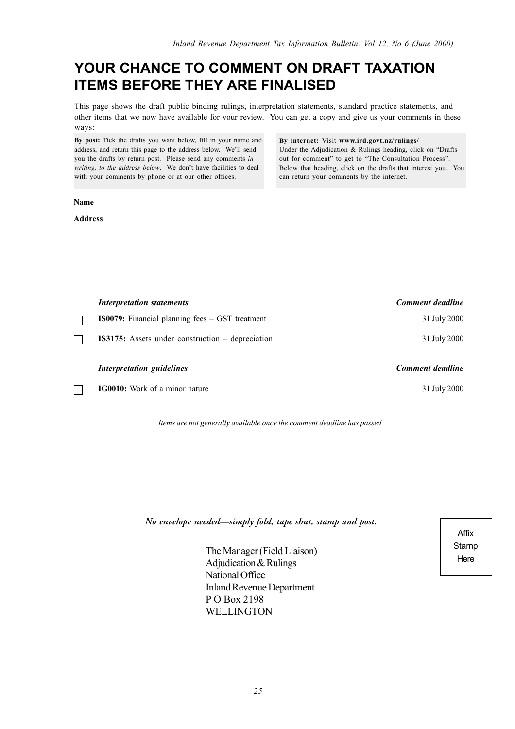# YOUR CHANCE TO COMMENT ON DRAFT TAXATION ITEMS BEFORE THEY ARE FINALISED

This page shows the draft public binding rulings, interpretation statements, standard practice statements, and other items that we now have available for your review. You can get a copy and give us your comments in these ways:

**By post:** Tick the drafts you want below, fill in your name and address, and return this page to the address below. We'll send you the drafts by return post. Please send any comments *in writing, to the address below*. We don't have facilities to deal with your comments by phone or at our other offices.

**By internet:** Visit **www.ird.govt.nz/rulings/** Under the Adjudication & Rulings heading, click on "Drafts out for comment" to get to "The Consultation Process". Below that heading, click on the drafts that interest you. You can return your comments by the internet.

**Name** ______________________________

**Address** ______________________________

______________________________

| | *Interpretation statements* | *Comment deadline* |
|---|---|---|
| ☐ | **IS0079:** Financial planning fees – GST treatment | 31 July 2000 |
| ☐ | **IS3175:** Assets under construction – depreciation | 31 July 2000 |

| | *Interpretation guidelines* | *Comment deadline* |
|---|---|---|
| ☐ | **IG0010:** Work of a minor nature | 31 July 2000 |

*Items are not generally available once the comment deadline has passed*

*No envelope needed—simply fold, tape shut, stamp and post.*

Affix Stamp Here

The Manager (Field Liaison)
Adjudication & Rulings
National Office
Inland Revenue Department
P O Box 2198
WELLINGTON